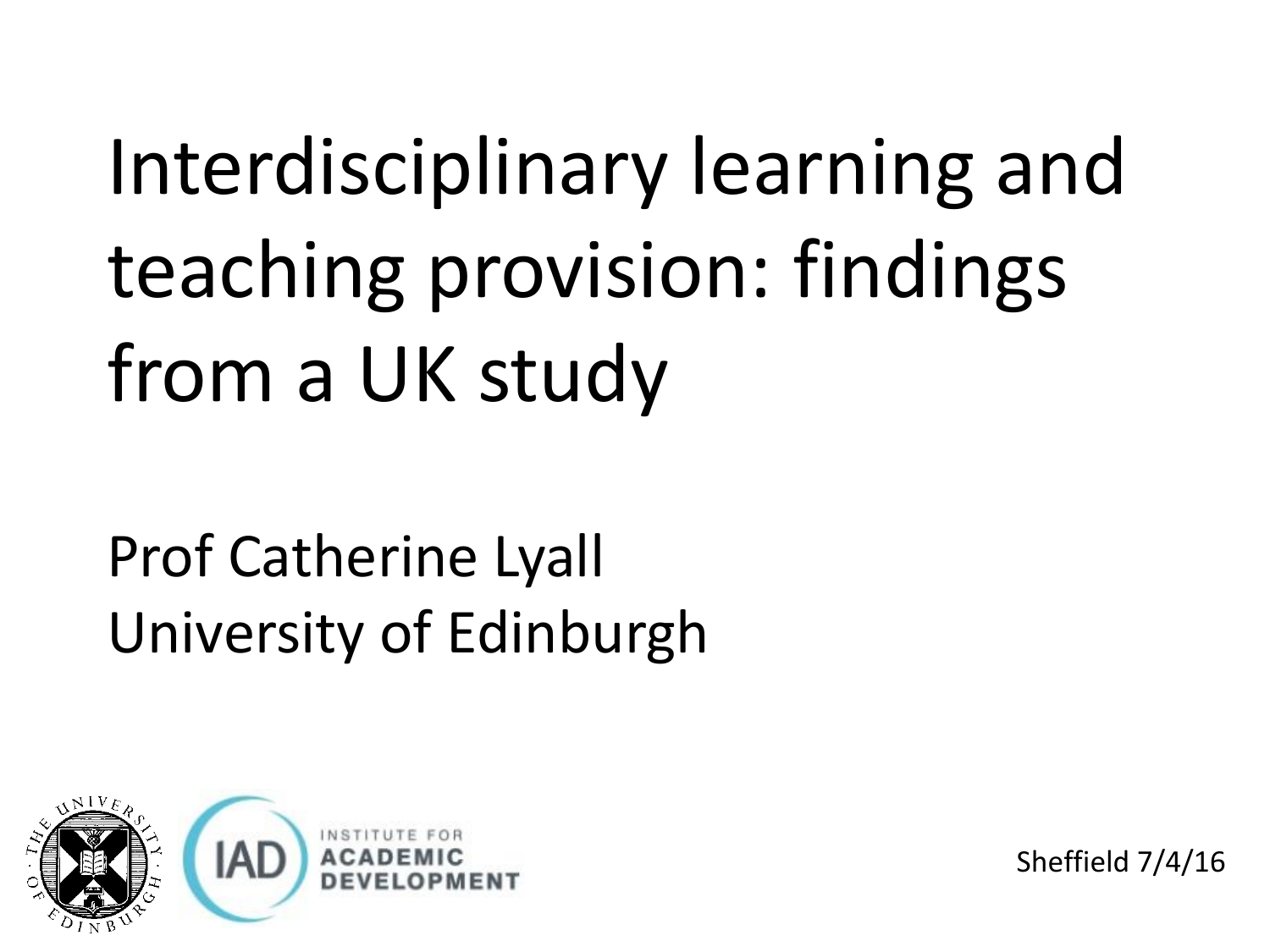# Interdisciplinary learning and teaching provision: findings from a UK study

Prof Catherine Lyall
University of Edinburgh

INSTITUTE FOR ACADEMIC DEVELOPMENT

Sheffield 7/4/16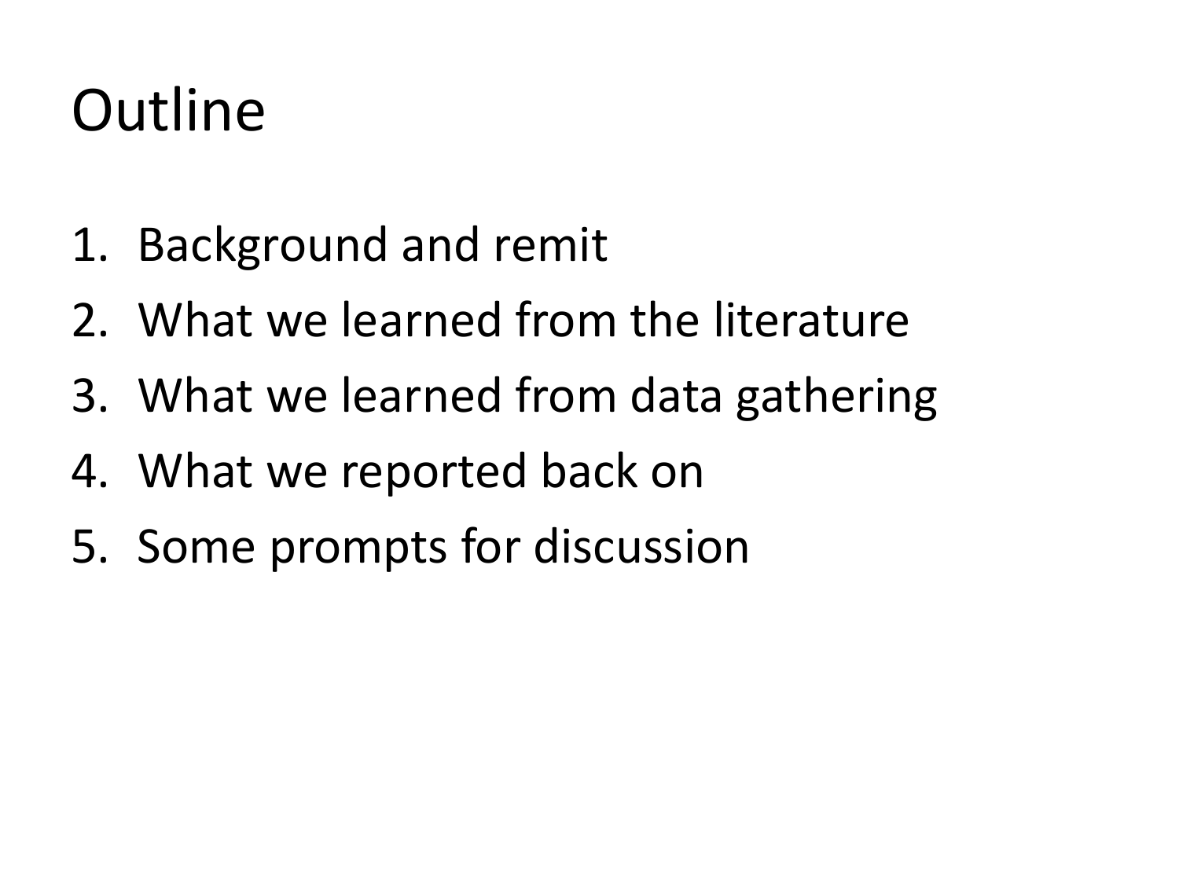# Outline

1. Background and remit
2. What we learned from the literature
3. What we learned from data gathering
4. What we reported back on
5. Some prompts for discussion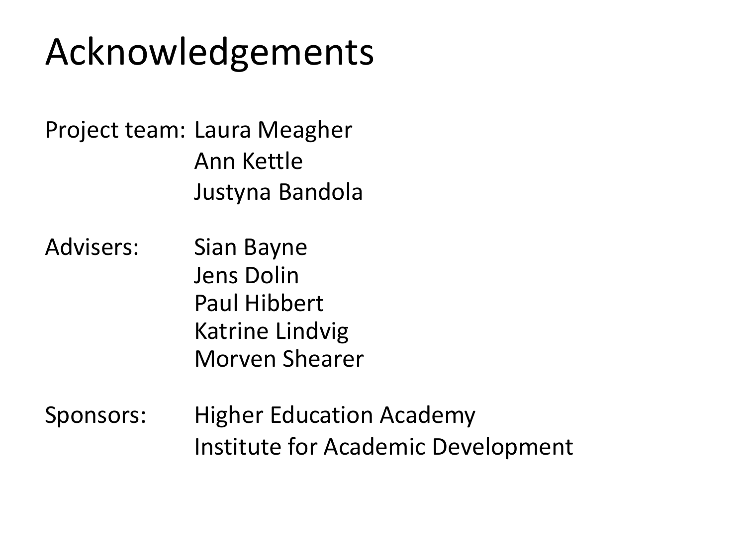# Acknowledgements

Project team: Laura Meagher
Ann Kettle
Justyna Bandola

Advisers: Sian Bayne
Jens Dolin
Paul Hibbert
Katrine Lindvig
Morven Shearer

Sponsors: Higher Education Academy
Institute for Academic Development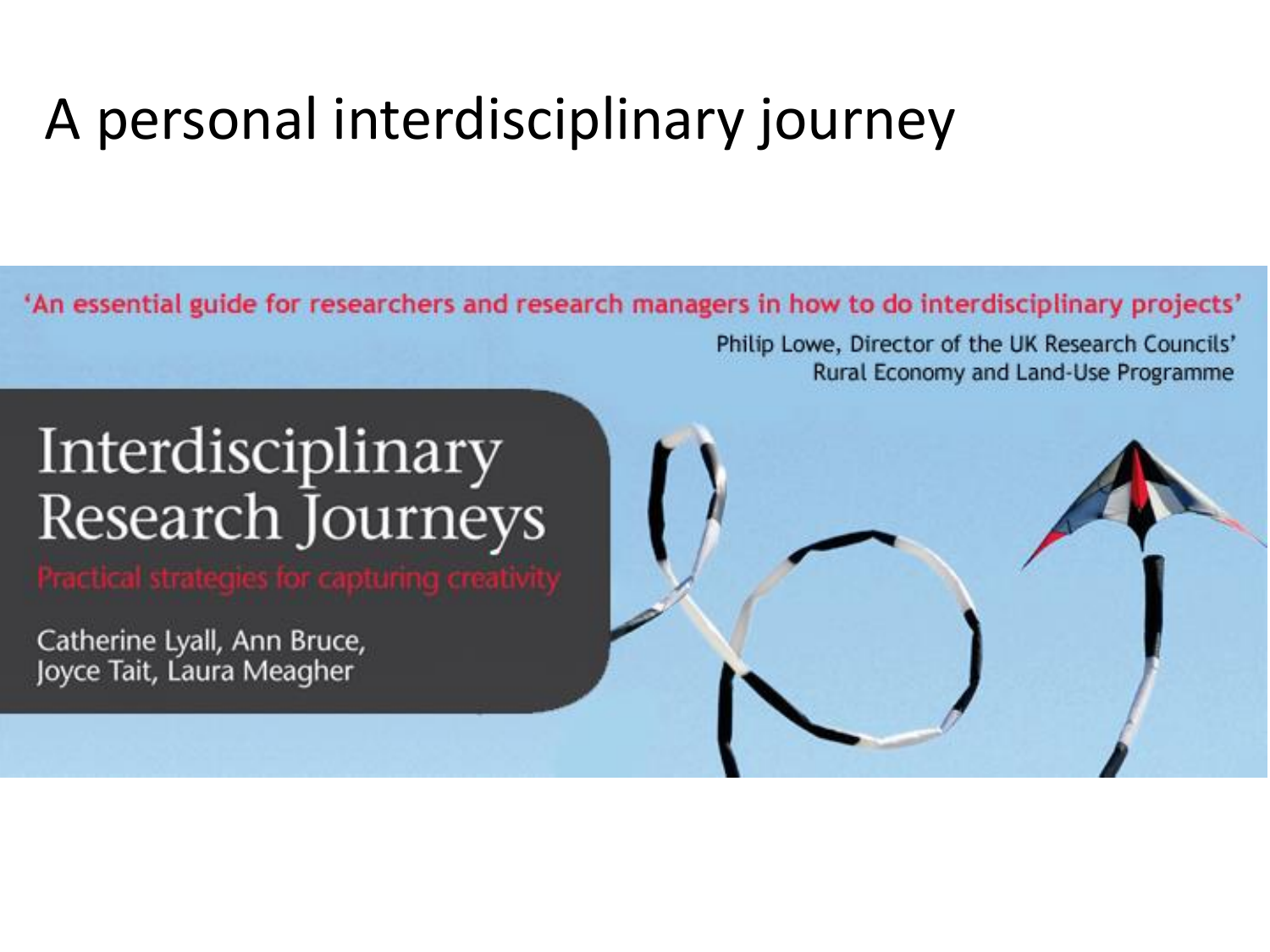# A personal interdisciplinary journey

'An essential guide for researchers and research managers in how to do interdisciplinary projects'

Philip Lowe, Director of the UK Research Councils' Rural Economy and Land-Use Programme

## Interdisciplinary Research Journeys

Practical strategies for capturing creativity

Catherine Lyall, Ann Bruce, Joyce Tait, Laura Meagher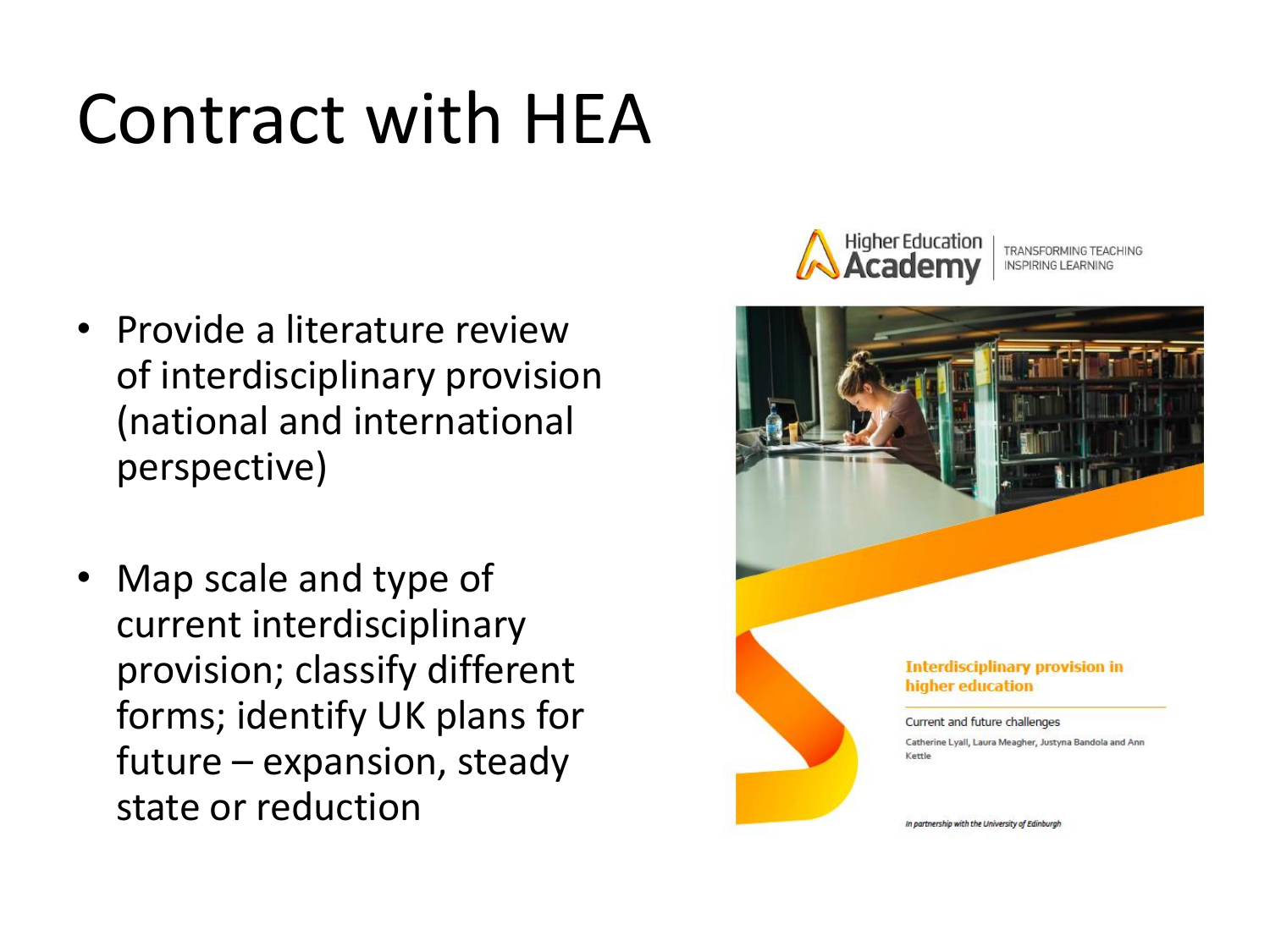# Contract with HEA

- Provide a literature review of interdisciplinary provision (national and international perspective)
- Map scale and type of current interdisciplinary provision; classify different forms; identify UK plans for future – expansion, steady state or reduction

Higher Education Academy | TRANSFORMING TEACHING INSPIRING LEARNING

**Interdisciplinary provision in higher education**

Current and future challenges

Catherine Lyall, Laura Meagher, Justyna Bandola and Ann Kettle

*In partnership with the University of Edinburgh*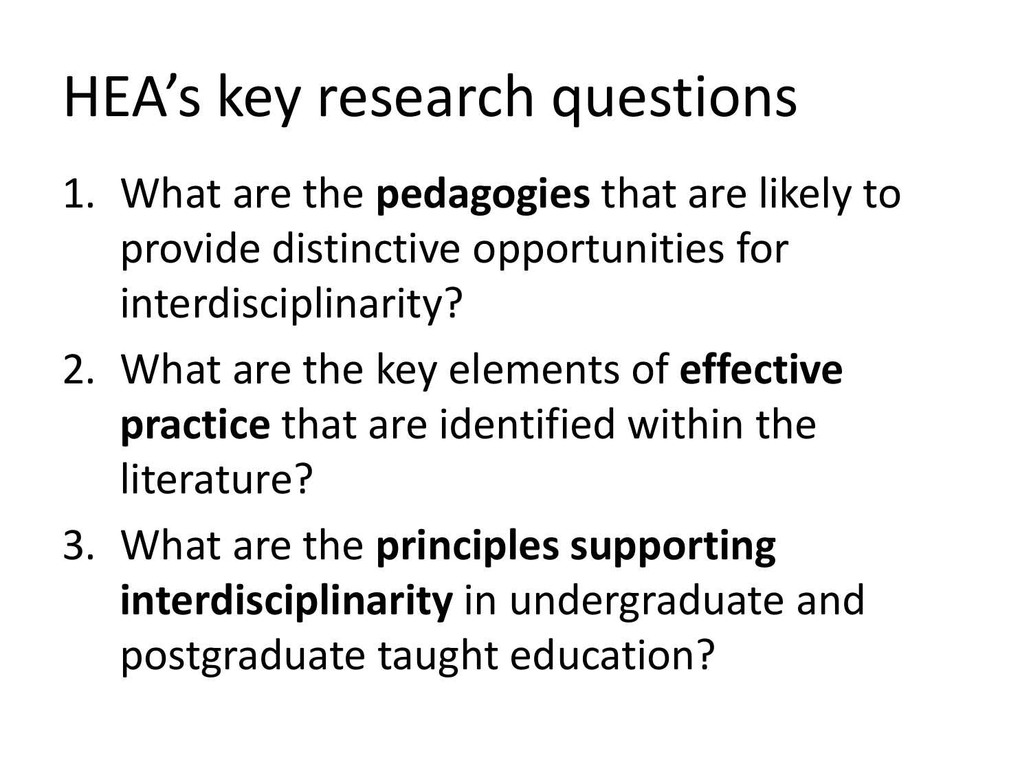# HEA's key research questions

1. What are the **pedagogies** that are likely to provide distinctive opportunities for interdisciplinarity?
2. What are the key elements of **effective practice** that are identified within the literature?
3. What are the **principles supporting interdisciplinarity** in undergraduate and postgraduate taught education?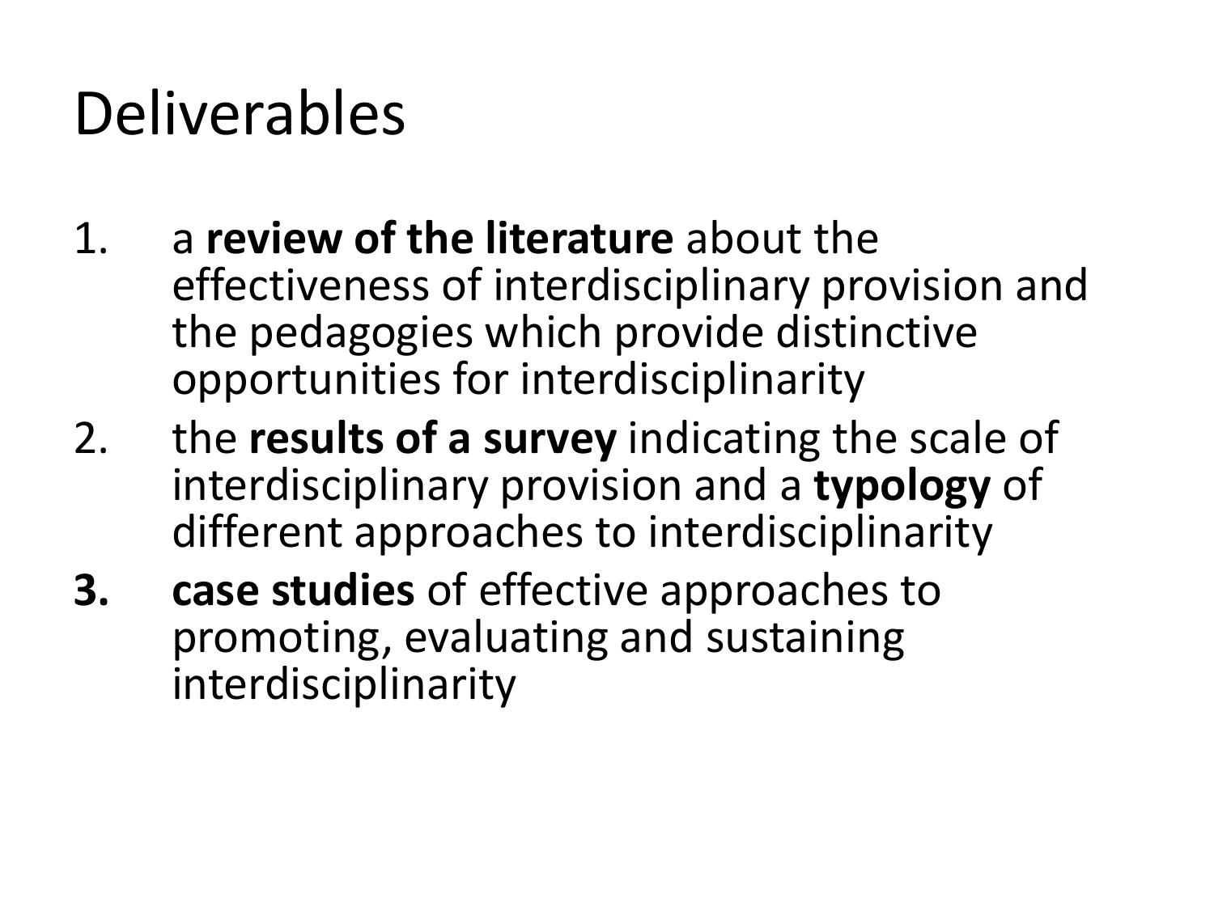# Deliverables

1. a **review of the literature** about the effectiveness of interdisciplinary provision and the pedagogies which provide distinctive opportunities for interdisciplinarity
2. the **results of a survey** indicating the scale of interdisciplinary provision and a **typology** of different approaches to interdisciplinarity
3. **case studies** of effective approaches to promoting, evaluating and sustaining interdisciplinarity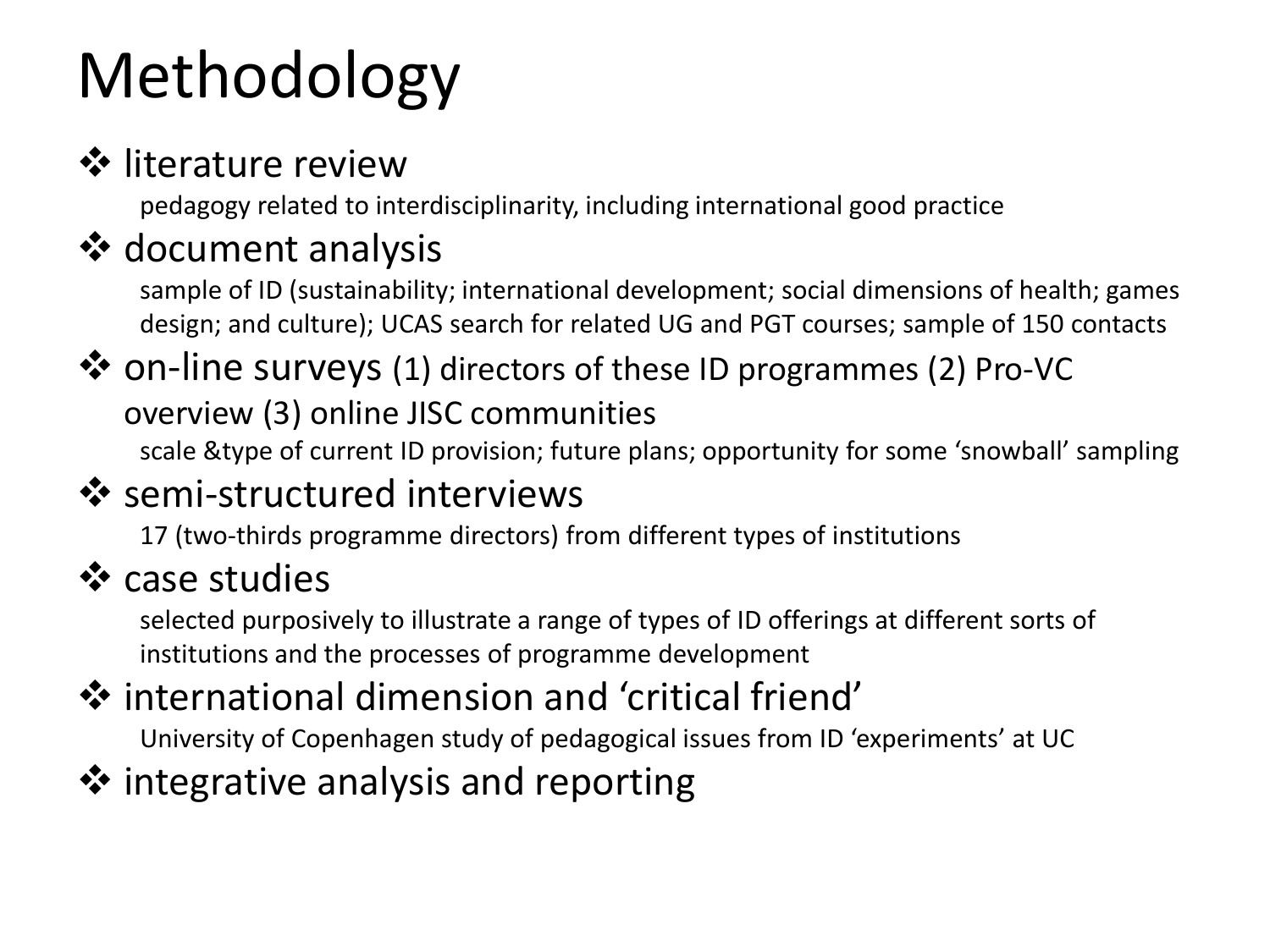# Methodology

- literature review

  pedagogy related to interdisciplinarity, including international good practice

- document analysis

  sample of ID (sustainability; international development; social dimensions of health; games design; and culture); UCAS search for related UG and PGT courses; sample of 150 contacts

- on-line surveys (1) directors of these ID programmes (2) Pro-VC overview (3) online JISC communities

  scale &type of current ID provision; future plans; opportunity for some 'snowball' sampling

- semi-structured interviews

  17 (two-thirds programme directors) from different types of institutions

- case studies

  selected purposively to illustrate a range of types of ID offerings at different sorts of institutions and the processes of programme development

- international dimension and 'critical friend'

  University of Copenhagen study of pedagogical issues from ID 'experiments' at UC

- integrative analysis and reporting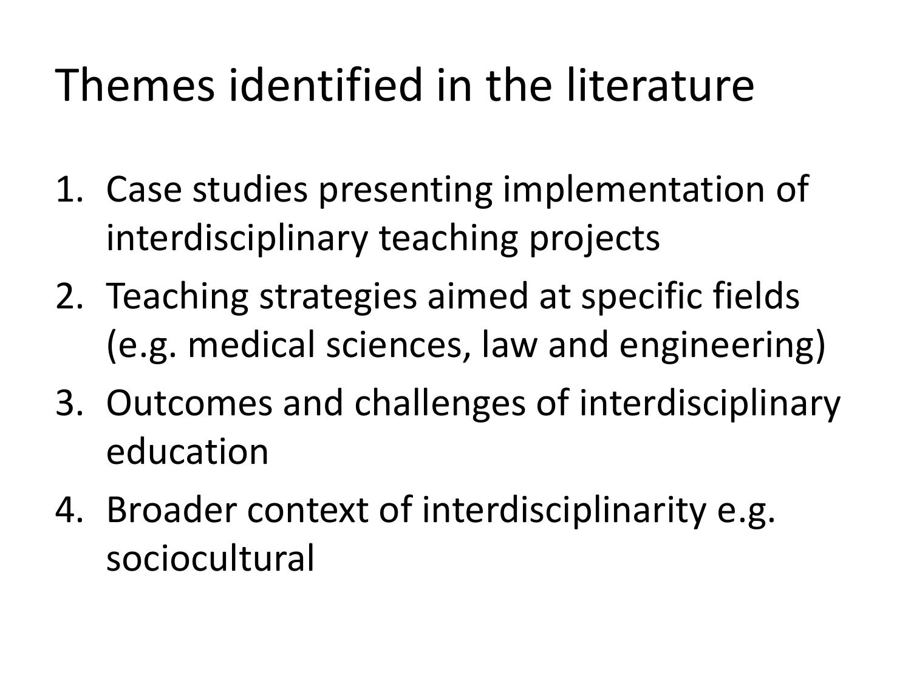# Themes identified in the literature

1. Case studies presenting implementation of interdisciplinary teaching projects
2. Teaching strategies aimed at specific fields (e.g. medical sciences, law and engineering)
3. Outcomes and challenges of interdisciplinary education
4. Broader context of interdisciplinarity e.g. sociocultural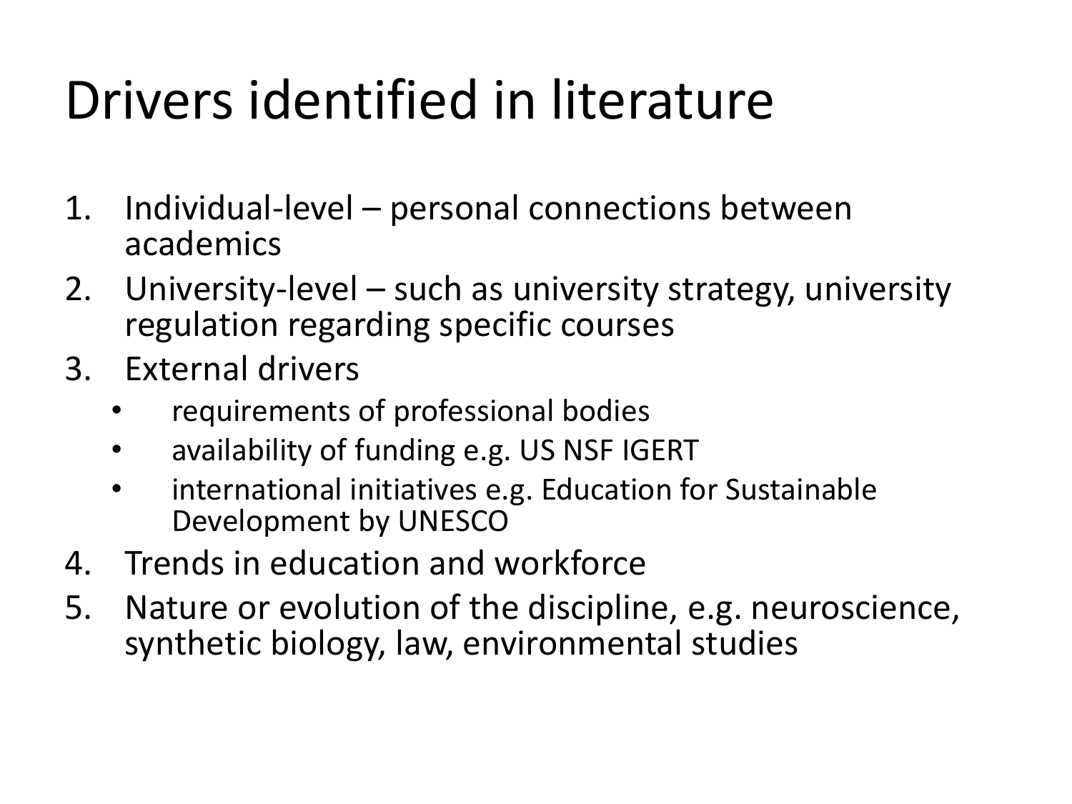# Drivers identified in literature

1. Individual-level – personal connections between academics
2. University-level – such as university strategy, university regulation regarding specific courses
3. External drivers
   - requirements of professional bodies
   - availability of funding e.g. US NSF IGERT
   - international initiatives e.g. Education for Sustainable Development by UNESCO
4. Trends in education and workforce
5. Nature or evolution of the discipline, e.g. neuroscience, synthetic biology, law, environmental studies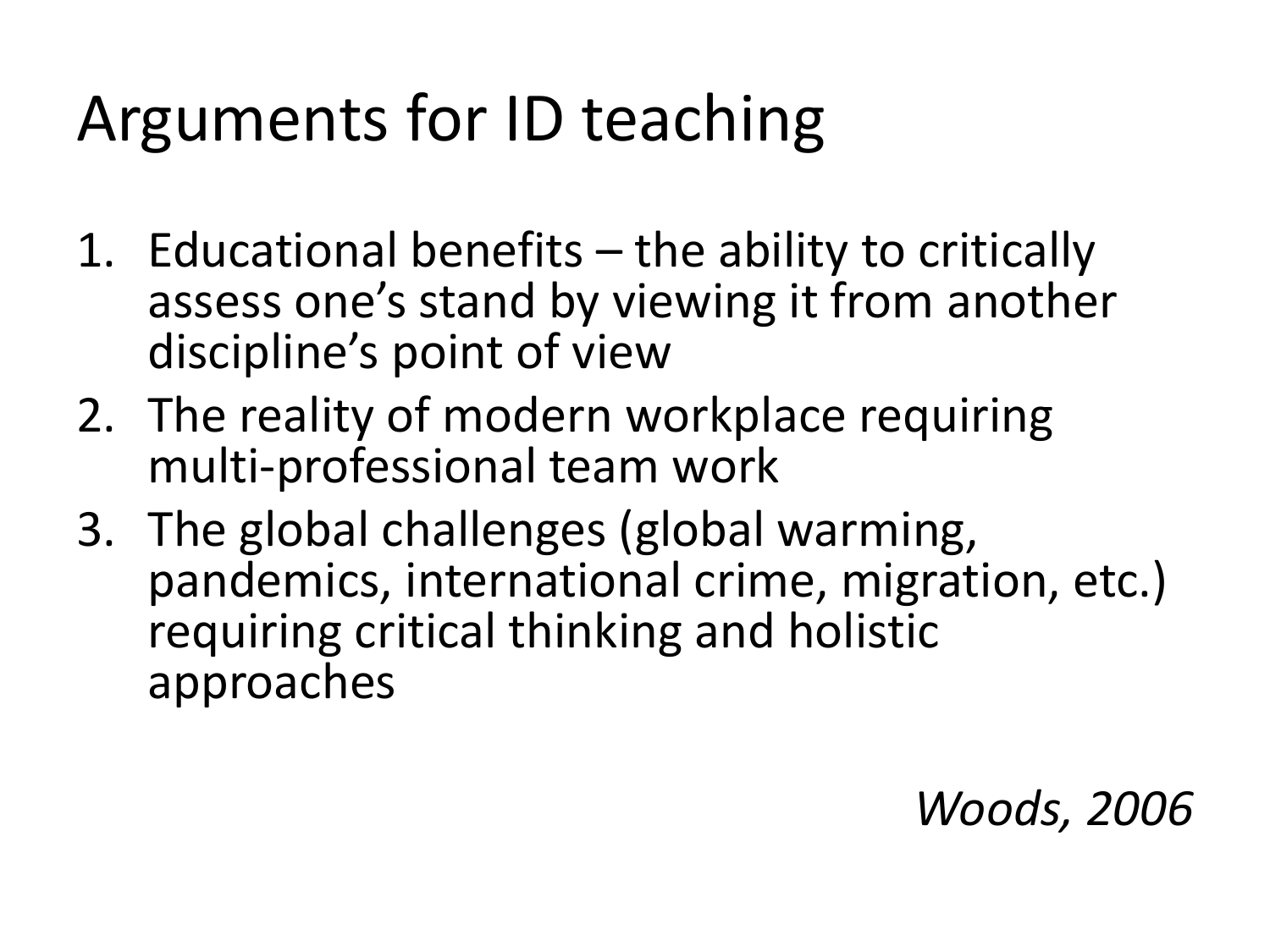# Arguments for ID teaching

1. Educational benefits – the ability to critically assess one's stand by viewing it from another discipline's point of view
2. The reality of modern workplace requiring multi-professional team work
3. The global challenges (global warming, pandemics, international crime, migration, etc.) requiring critical thinking and holistic approaches

*Woods, 2006*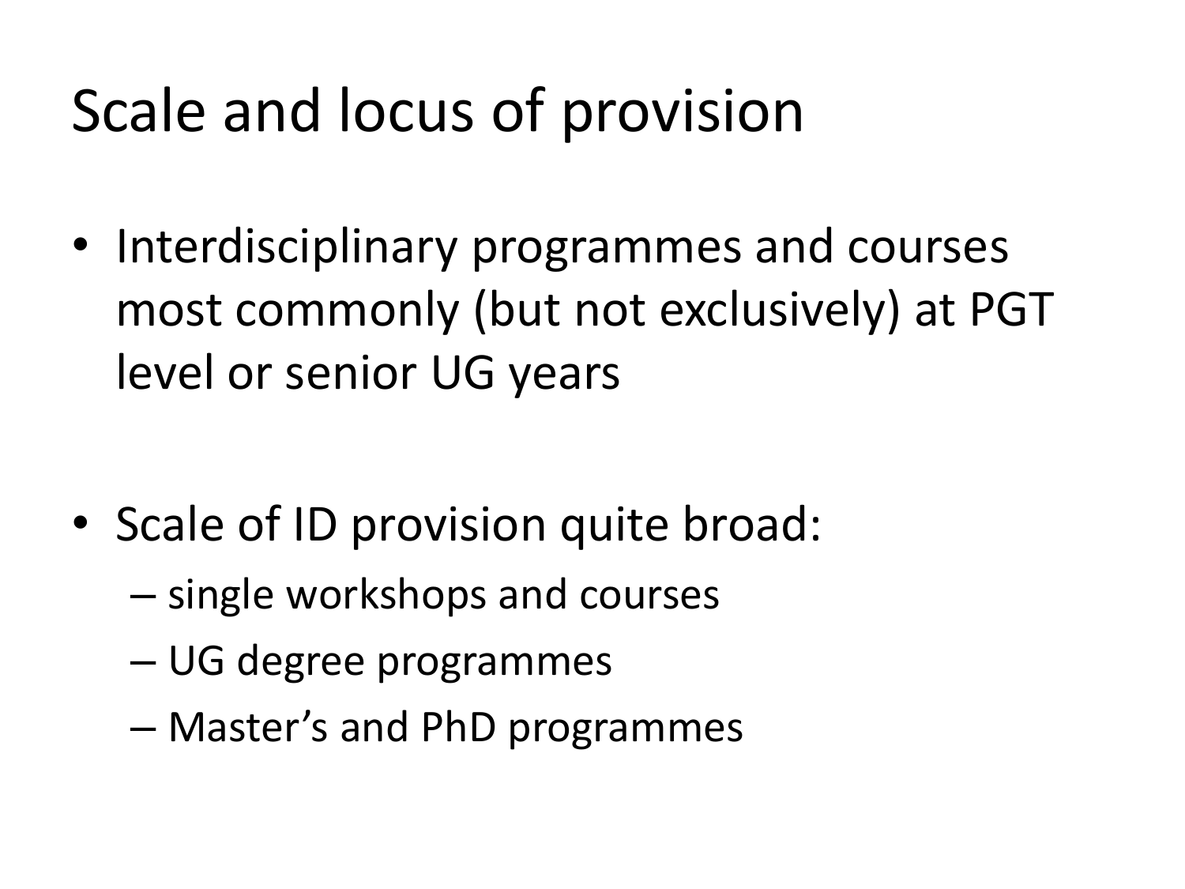# Scale and locus of provision

- Interdisciplinary programmes and courses most commonly (but not exclusively) at PGT level or senior UG years
- Scale of ID provision quite broad:
  - single workshops and courses
  - UG degree programmes
  - Master's and PhD programmes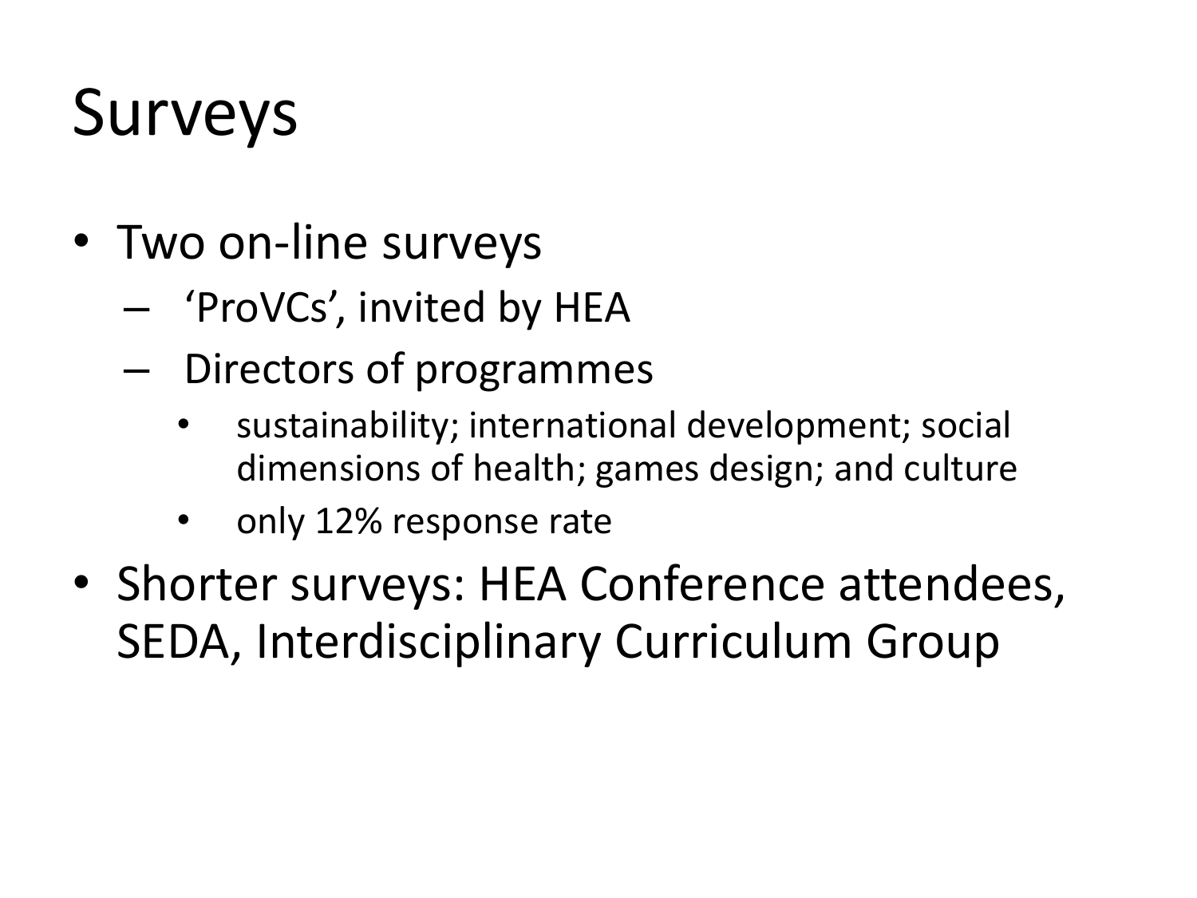# Surveys

- Two on-line surveys
  - 'ProVCs', invited by HEA
  - Directors of programmes
    - sustainability; international development; social dimensions of health; games design; and culture
    - only 12% response rate
- Shorter surveys: HEA Conference attendees, SEDA, Interdisciplinary Curriculum Group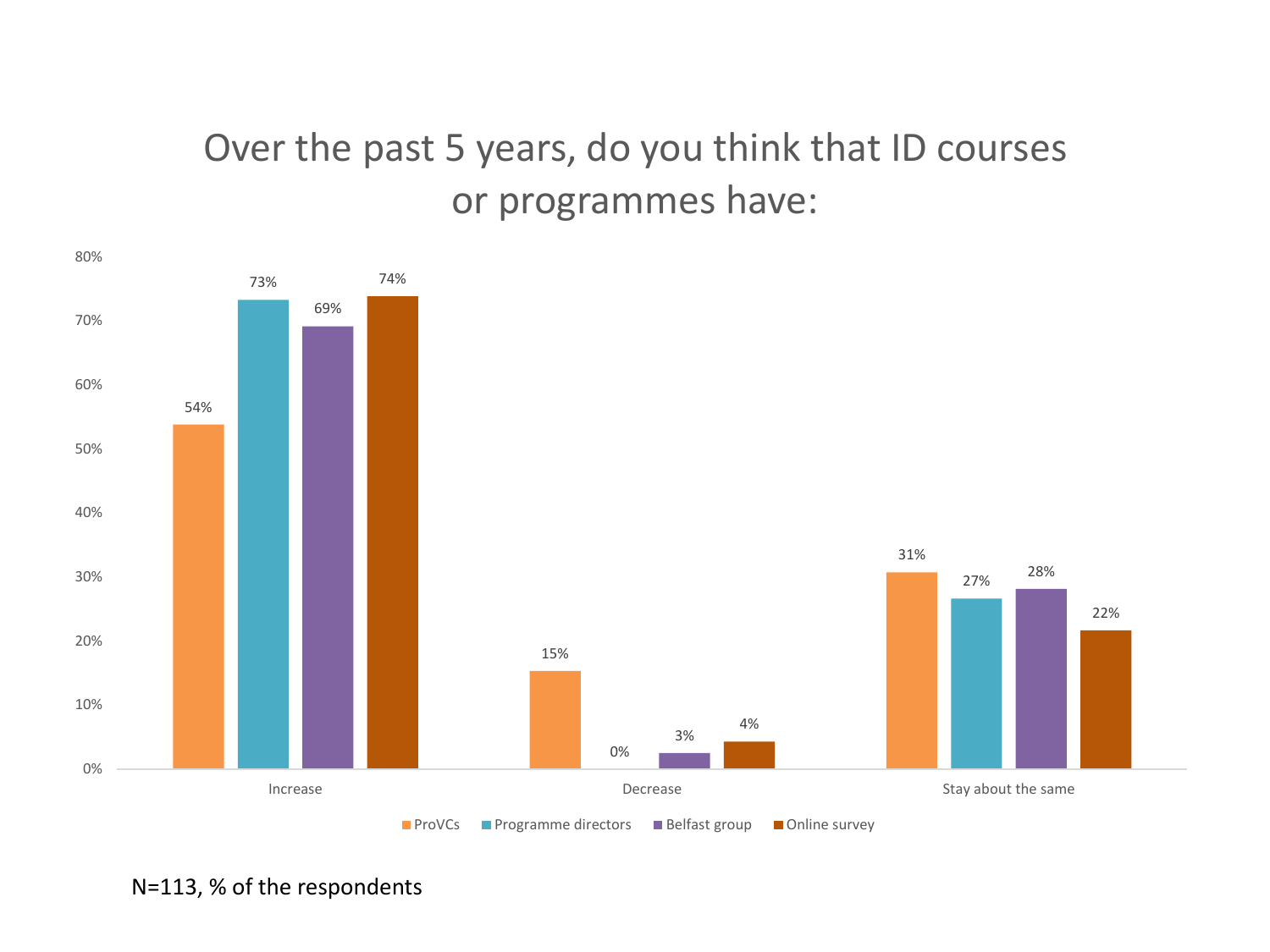# Over the past 5 years, do you think that ID courses or programmes have:

| | ProVCs | Programme directors | Belfast group | Online survey |
|---|---|---|---|---|
| Increase | 54% | 73% | 69% | 74% |
| Decrease | 15% | 0% | 3% | 4% |
| Stay about the same | 31% | 27% | 28% | 22% |

N=113, % of the respondents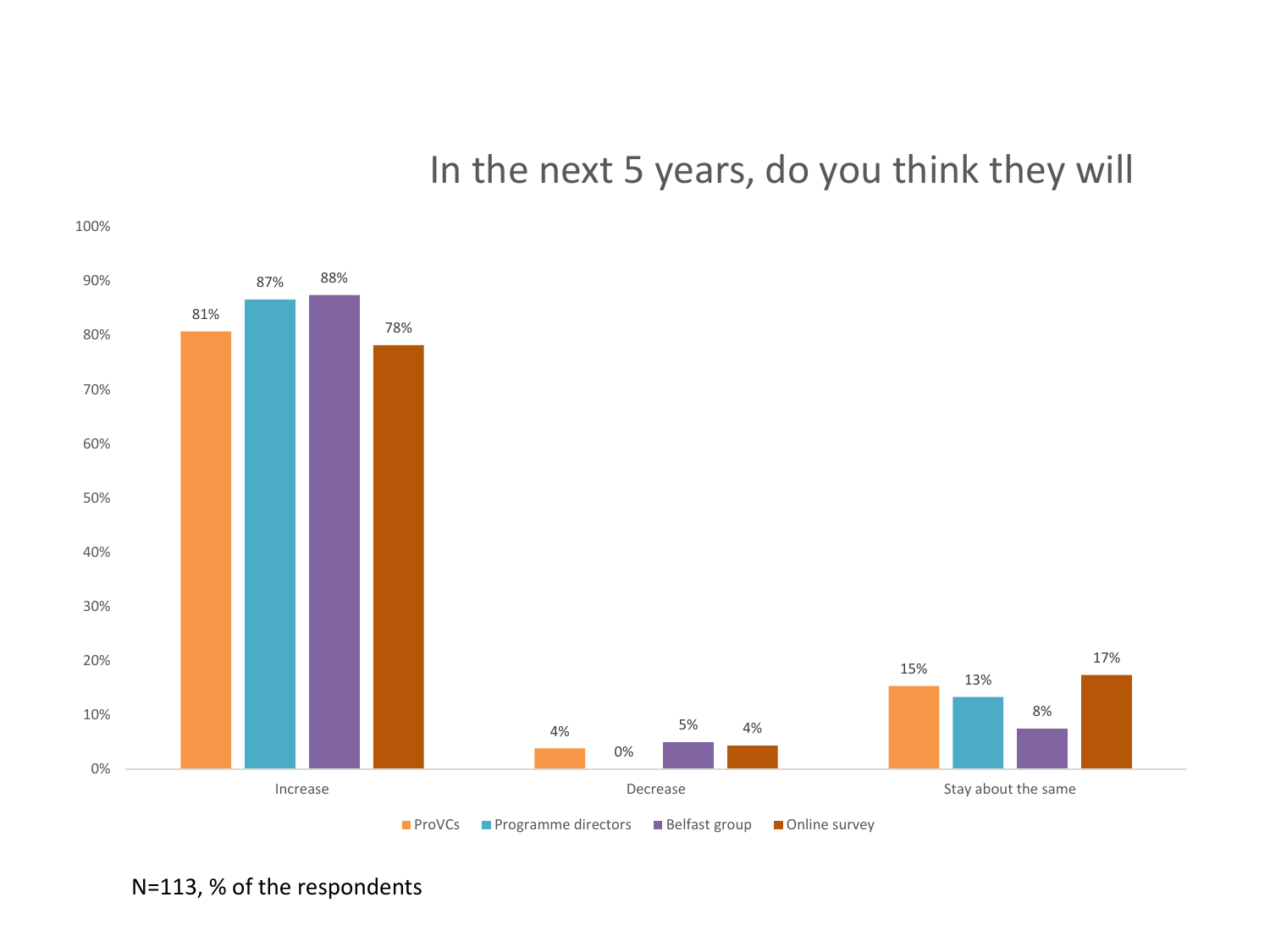## In the next 5 years, do you think they will

| | ProVCs | Programme directors | Belfast group | Online survey |
|---|---|---|---|---|
| Increase | 81% | 87% | 88% | 78% |
| Decrease | 4% | 0% | 5% | 4% |
| Stay about the same | 15% | 13% | 8% | 17% |

N=113, % of the respondents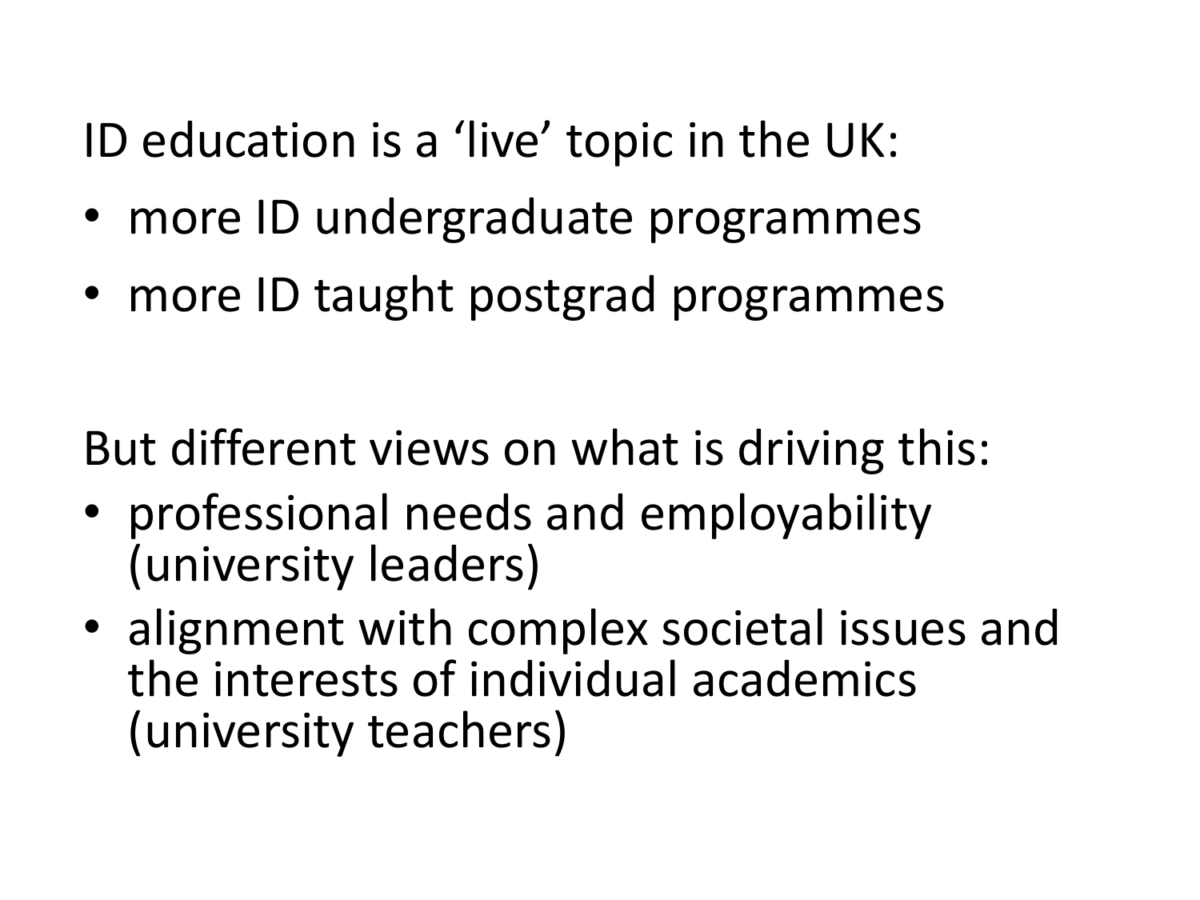ID education is a 'live' topic in the UK:

- more ID undergraduate programmes
- more ID taught postgrad programmes

But different views on what is driving this:

- professional needs and employability (university leaders)
- alignment with complex societal issues and the interests of individual academics (university teachers)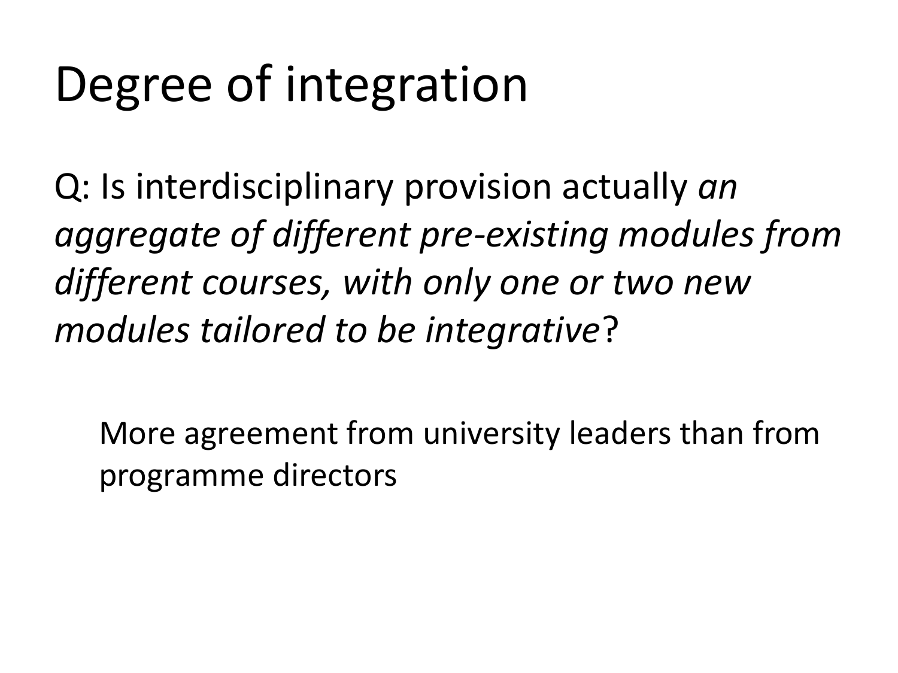# Degree of integration

Q: Is interdisciplinary provision actually *an aggregate of different pre-existing modules from different courses, with only one or two new modules tailored to be integrative*?

More agreement from university leaders than from programme directors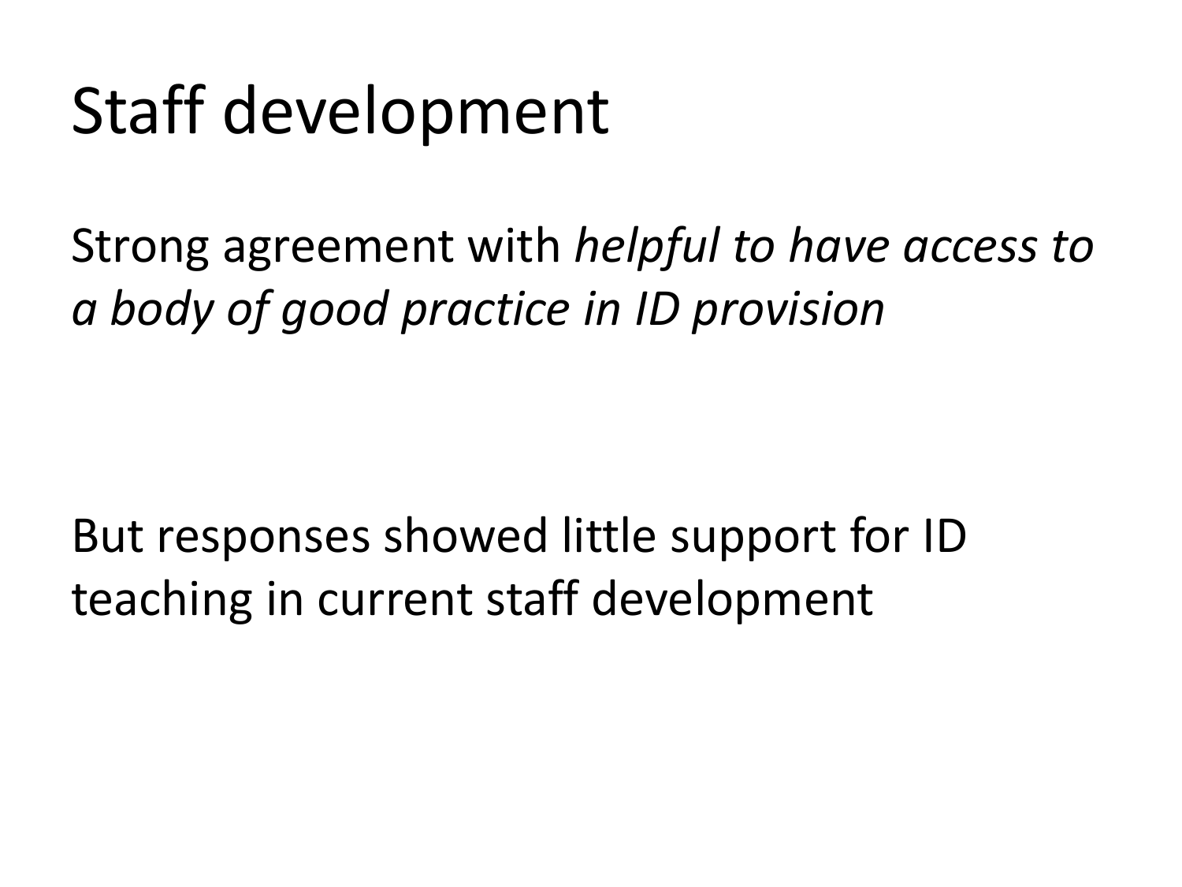# Staff development

Strong agreement with *helpful to have access to a body of good practice in ID provision*

But responses showed little support for ID teaching in current staff development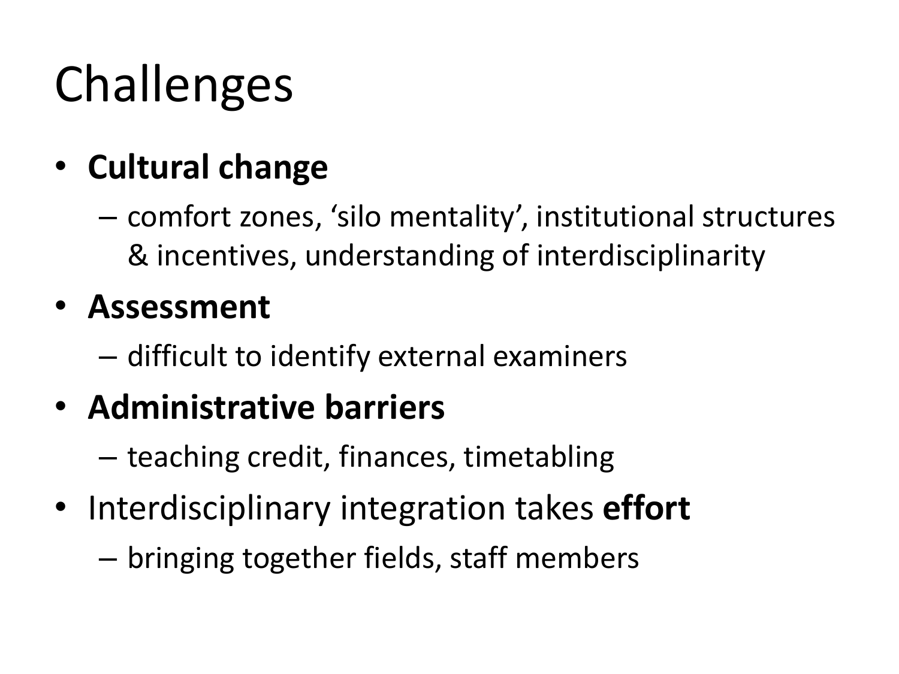# Challenges

- **Cultural change**
  - comfort zones, 'silo mentality', institutional structures & incentives, understanding of interdisciplinarity
- **Assessment**
  - difficult to identify external examiners
- **Administrative barriers**
  - teaching credit, finances, timetabling
- Interdisciplinary integration takes **effort**
  - bringing together fields, staff members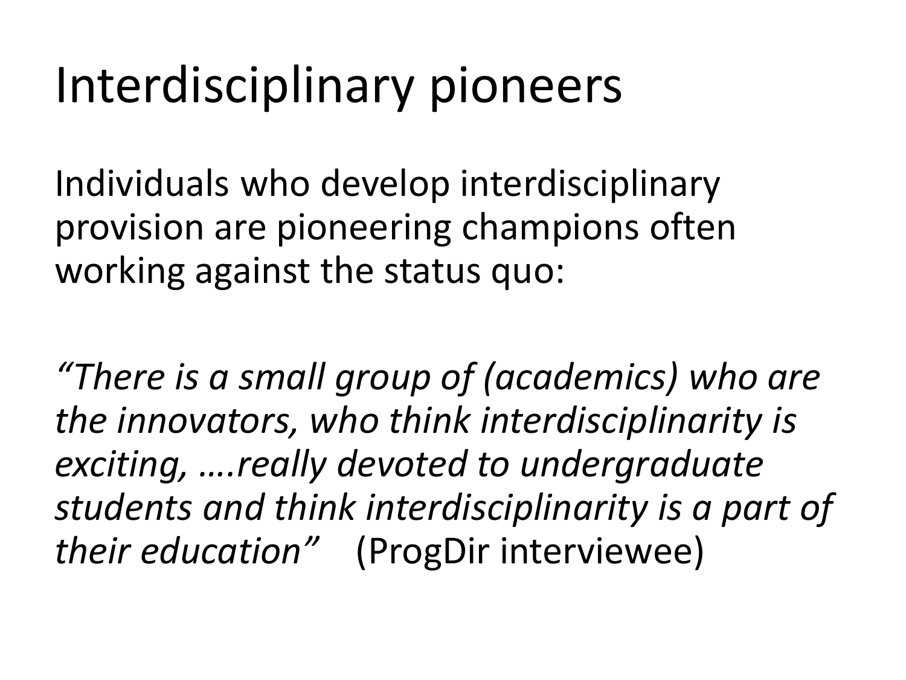# Interdisciplinary pioneers

Individuals who develop interdisciplinary provision are pioneering champions often working against the status quo:

*"There is a small group of (academics) who are the innovators, who think interdisciplinarity is exciting, ….really devoted to undergraduate students and think interdisciplinarity is a part of their education"* (ProgDir interviewee)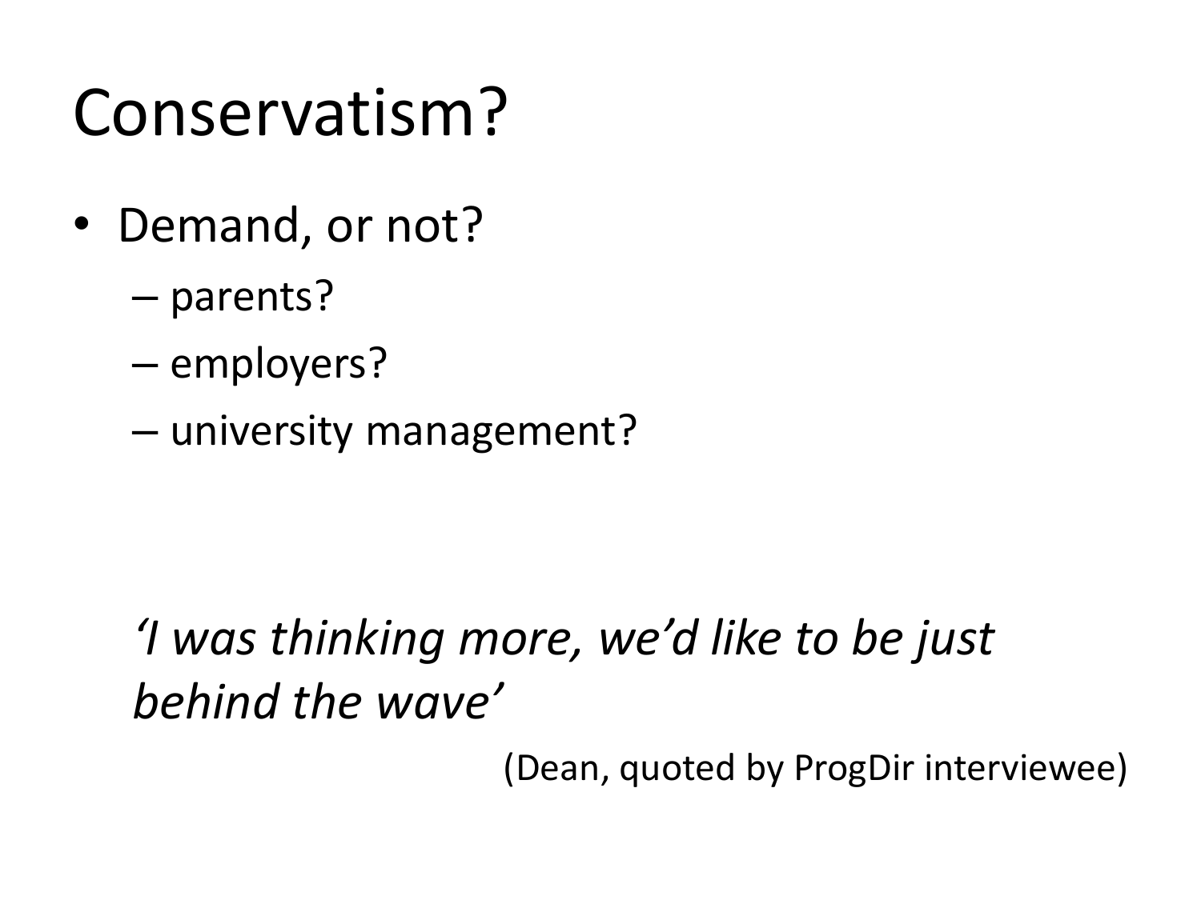# Conservatism?

- Demand, or not?
  - parents?
  - employers?
  - university management?

*'I was thinking more, we'd like to be just behind the wave'*

(Dean, quoted by ProgDir interviewee)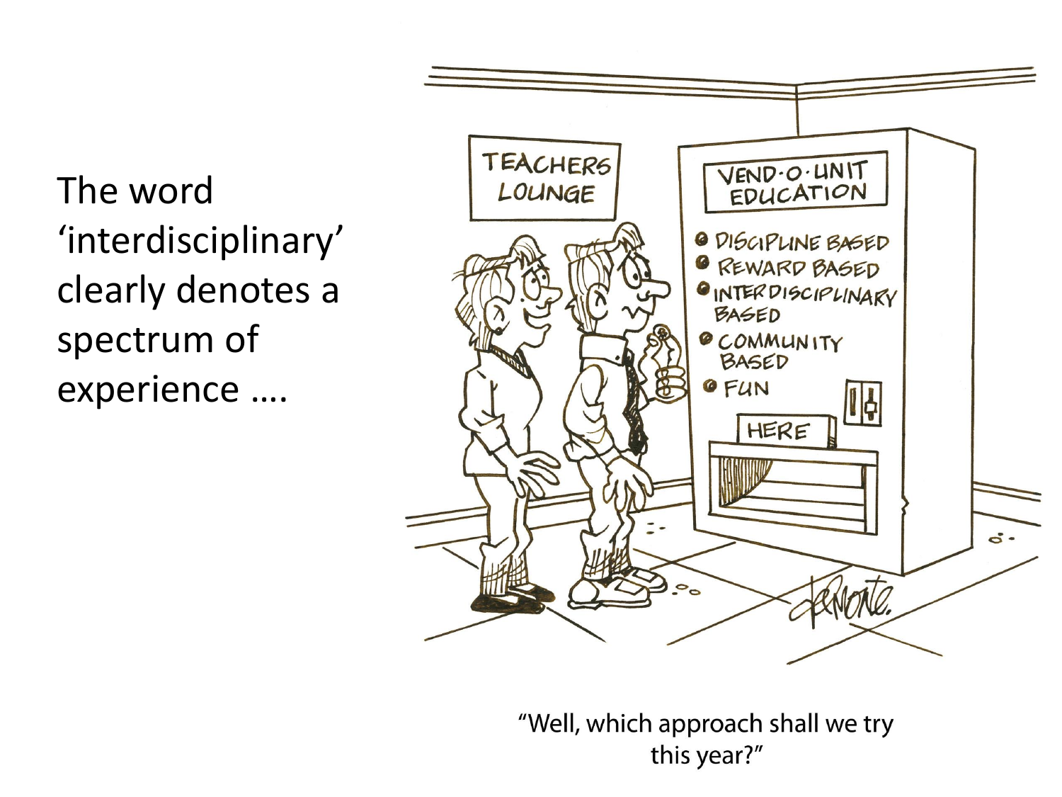The word 'interdisciplinary' clearly denotes a spectrum of experience ….

TEACHERS LOUNGE

VEND-O-UNIT EDUCATION

- DISCIPLINE BASED
- REWARD BASED
- INTERDISCIPLINARY BASED
- COMMUNITY BASED
- FUN

HERE

"Well, which approach shall we try this year?"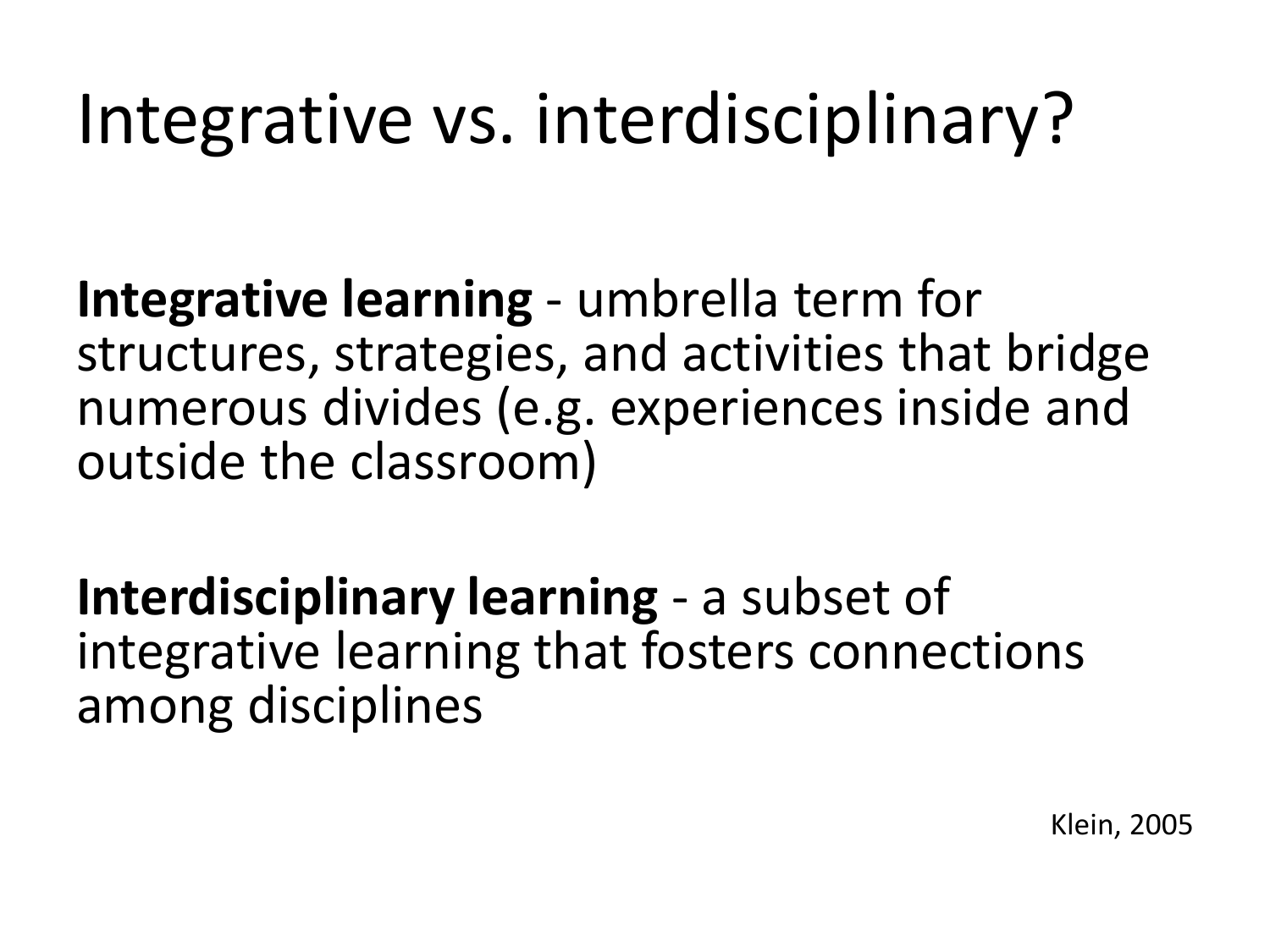# Integrative vs. interdisciplinary?

**Integrative learning** - umbrella term for structures, strategies, and activities that bridge numerous divides (e.g. experiences inside and outside the classroom)

**Interdisciplinary learning** - a subset of integrative learning that fosters connections among disciplines

Klein, 2005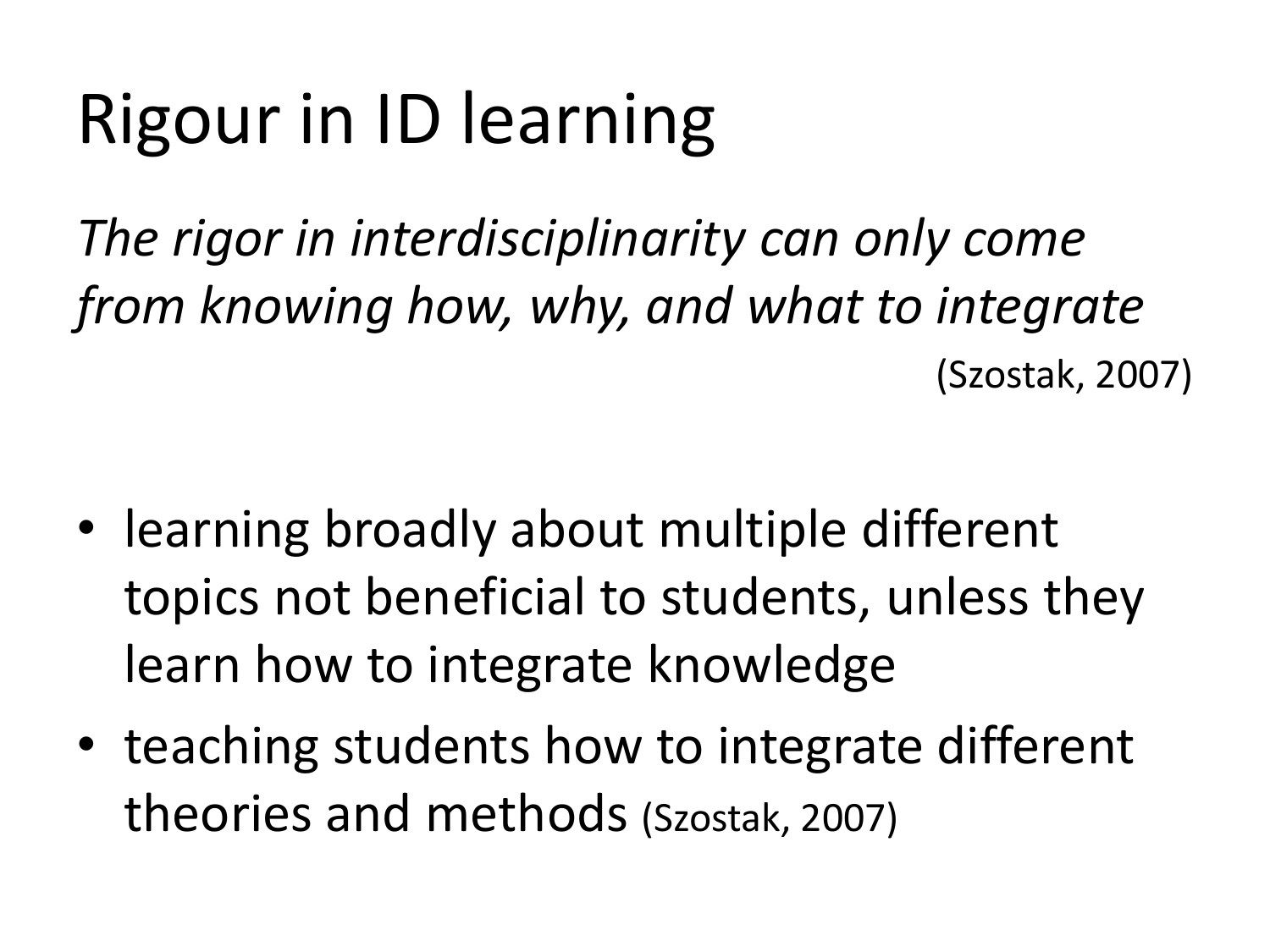# Rigour in ID learning

*The rigor in interdisciplinarity can only come from knowing how, why, and what to integrate*

(Szostak, 2007)

- learning broadly about multiple different topics not beneficial to students, unless they learn how to integrate knowledge
- teaching students how to integrate different theories and methods (Szostak, 2007)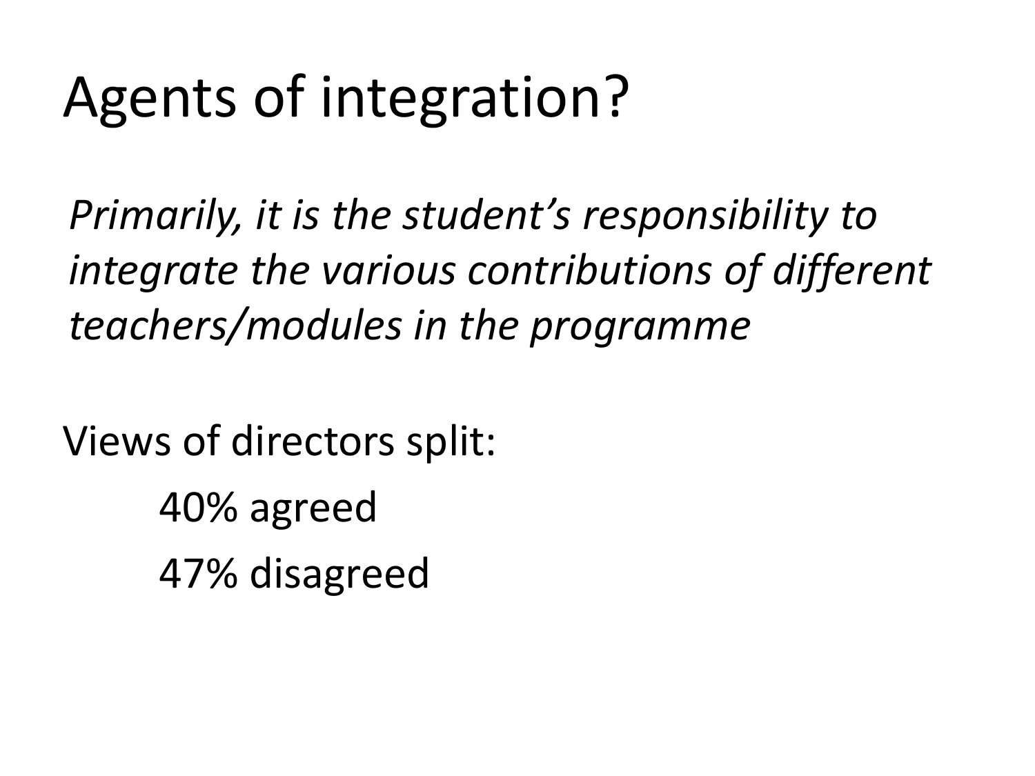# Agents of integration?

*Primarily, it is the student's responsibility to integrate the various contributions of different teachers/modules in the programme*

Views of directors split:

- 40% agreed
- 47% disagreed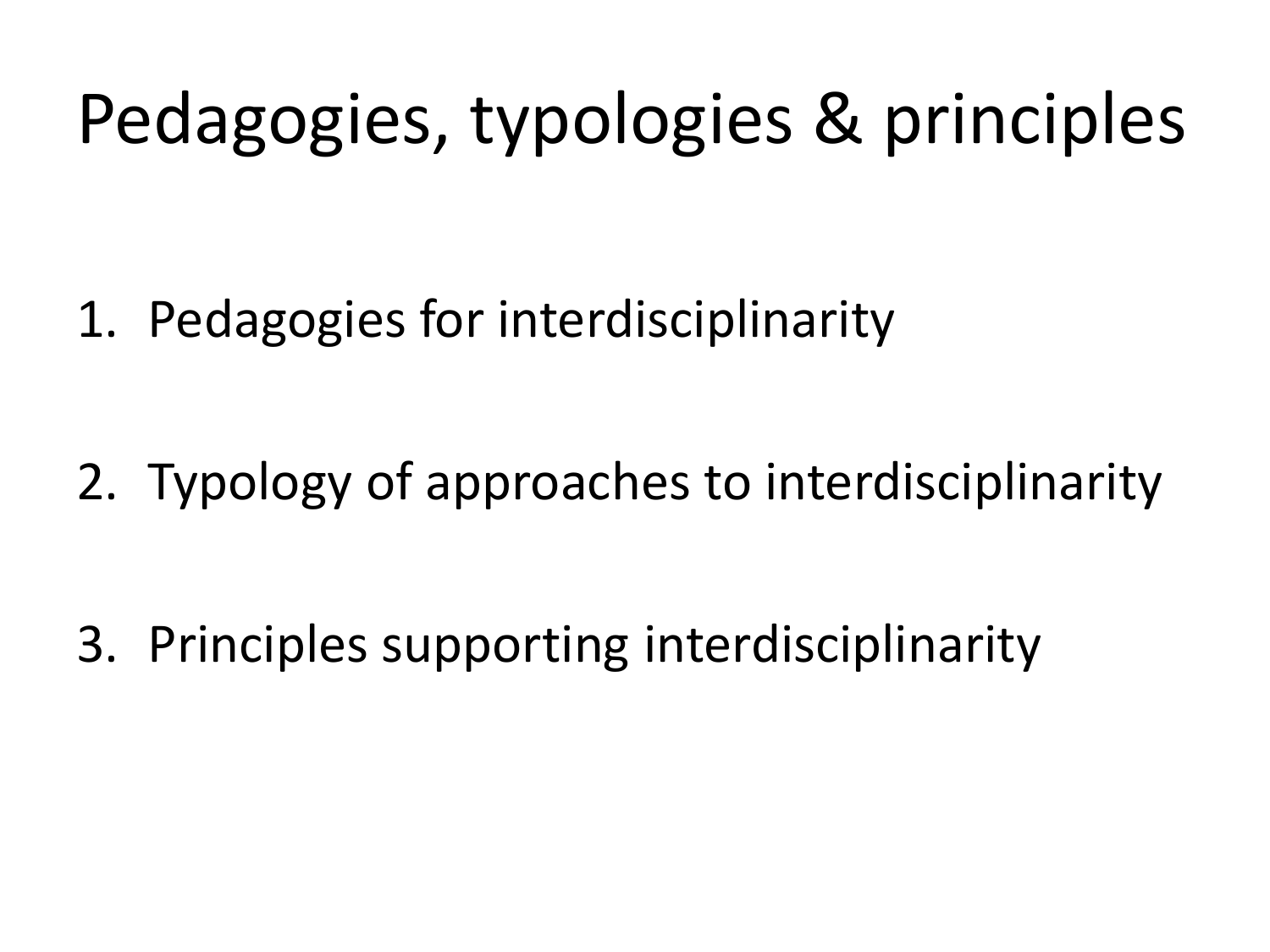# Pedagogies, typologies & principles

1. Pedagogies for interdisciplinarity

2. Typology of approaches to interdisciplinarity

3. Principles supporting interdisciplinarity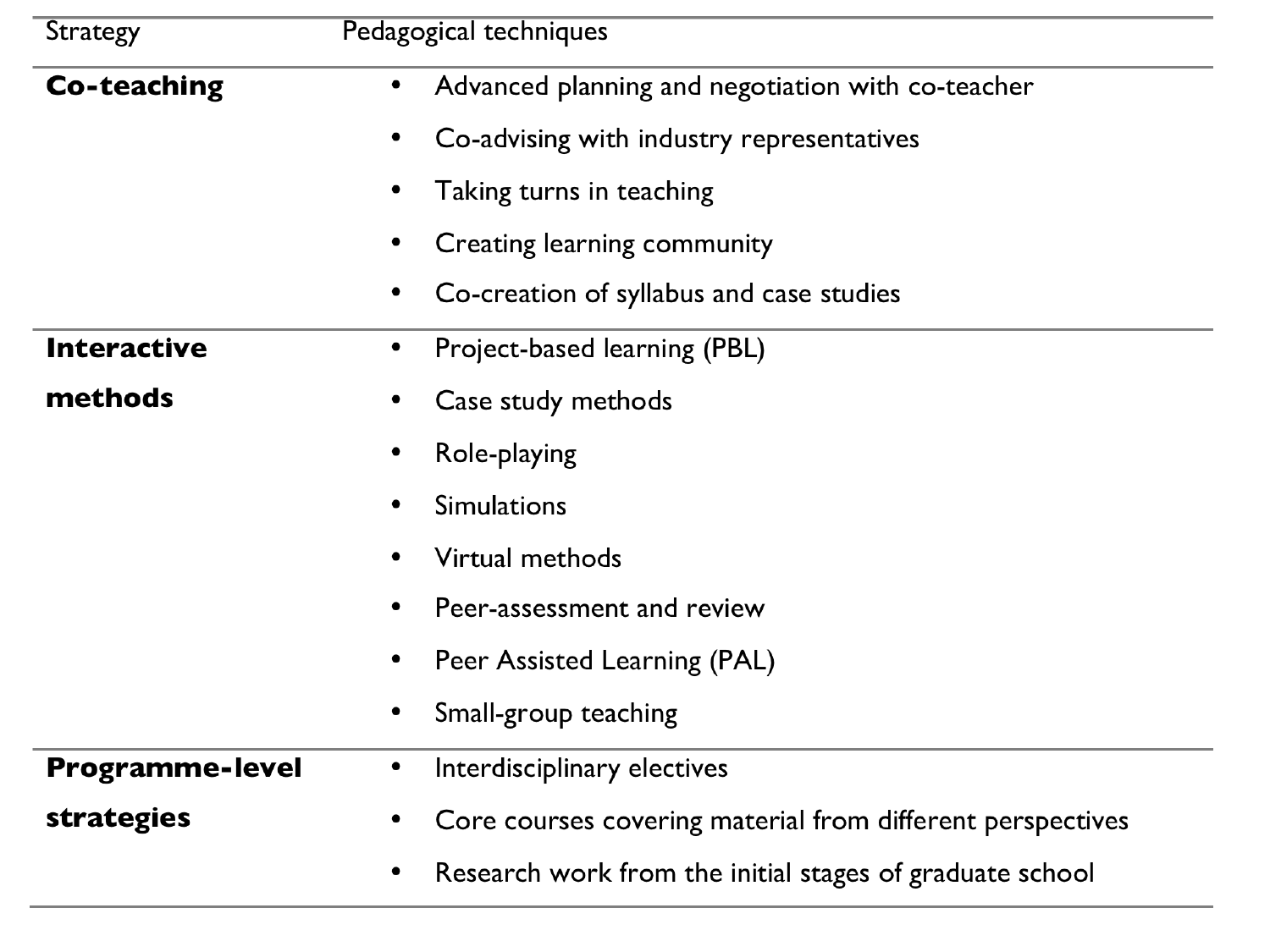| Strategy | Pedagogical techniques |
| --- | --- |
| **Co-teaching** | • Advanced planning and negotiation with co-teacher<br>• Co-advising with industry representatives<br>• Taking turns in teaching<br>• Creating learning community<br>• Co-creation of syllabus and case studies |
| **Interactive methods** | • Project-based learning (PBL)<br>• Case study methods<br>• Role-playing<br>• Simulations<br>• Virtual methods<br>• Peer-assessment and review<br>• Peer Assisted Learning (PAL)<br>• Small-group teaching |
| **Programme-level strategies** | • Interdisciplinary electives<br>• Core courses covering material from different perspectives<br>• Research work from the initial stages of graduate school |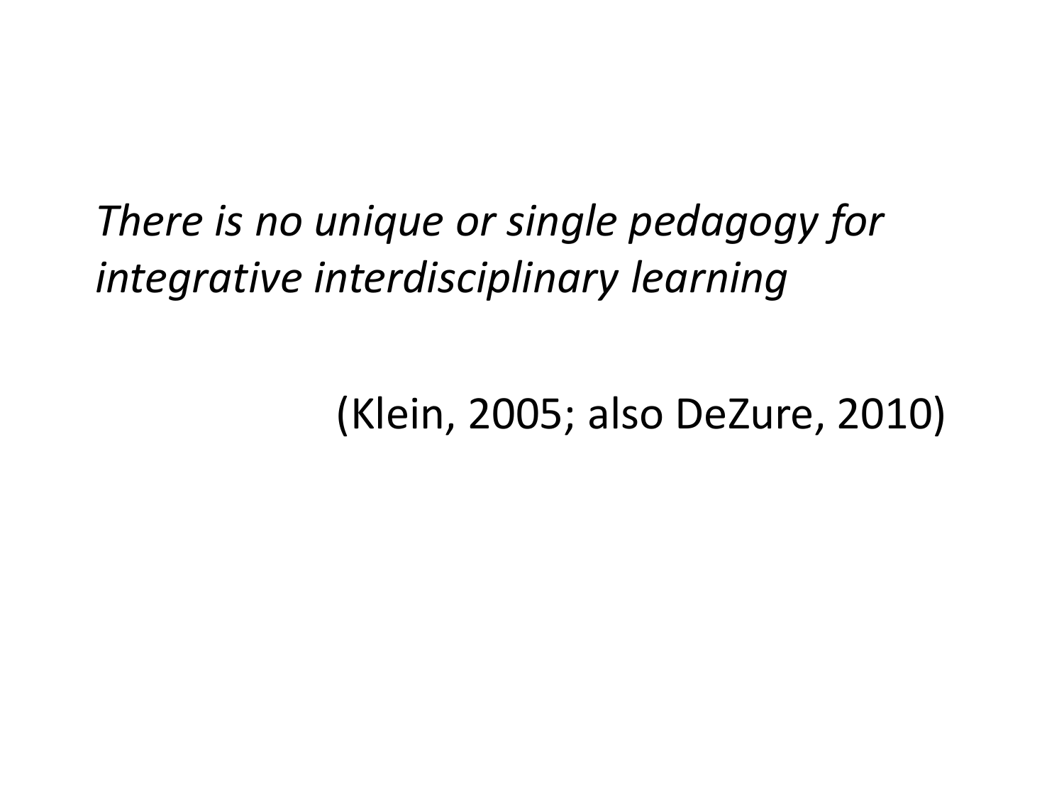*There is no unique or single pedagogy for integrative interdisciplinary learning*

(Klein, 2005; also DeZure, 2010)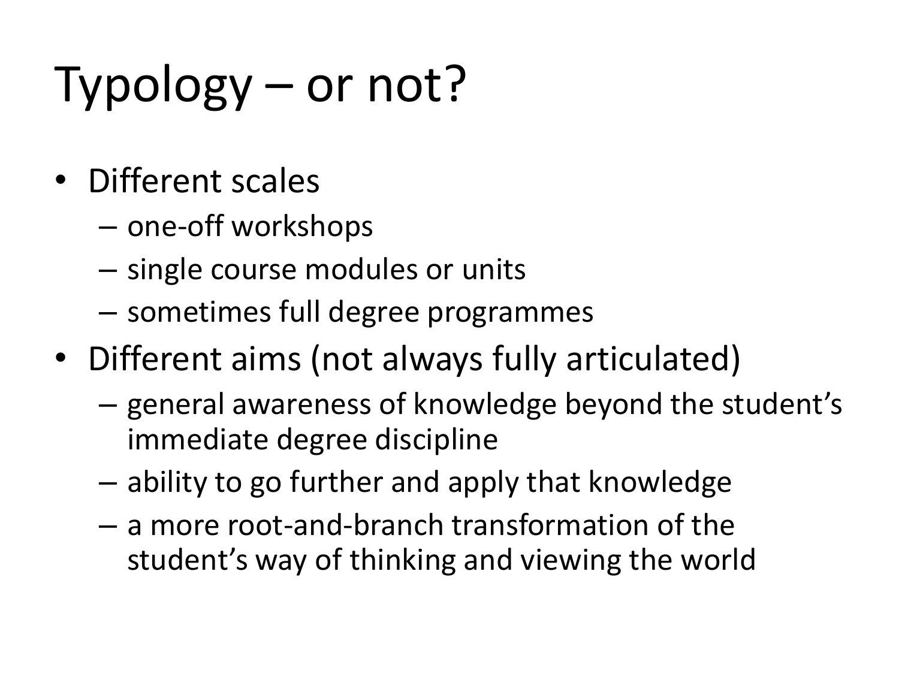# Typology – or not?

- Different scales
  - one-off workshops
  - single course modules or units
  - sometimes full degree programmes
- Different aims (not always fully articulated)
  - general awareness of knowledge beyond the student's immediate degree discipline
  - ability to go further and apply that knowledge
  - a more root-and-branch transformation of the student's way of thinking and viewing the world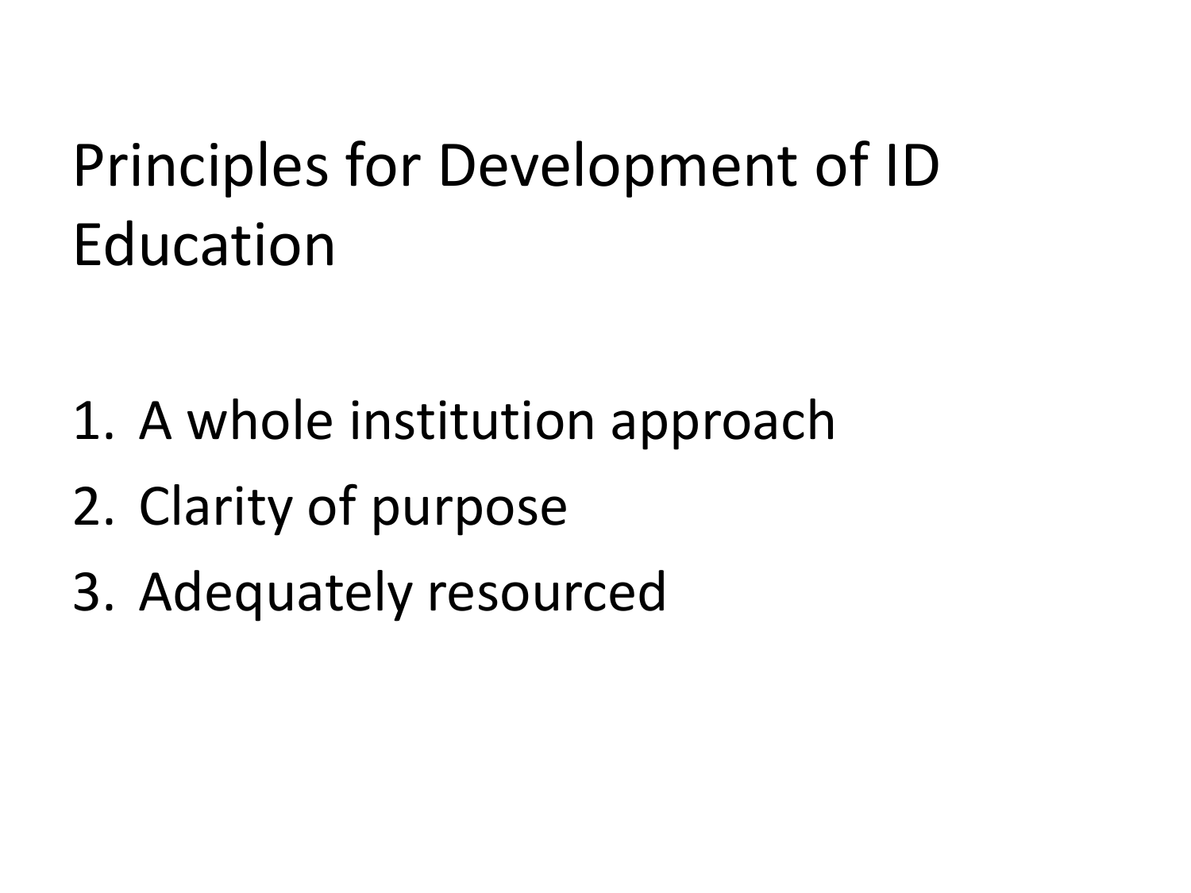# Principles for Development of ID Education

1. A whole institution approach
2. Clarity of purpose
3. Adequately resourced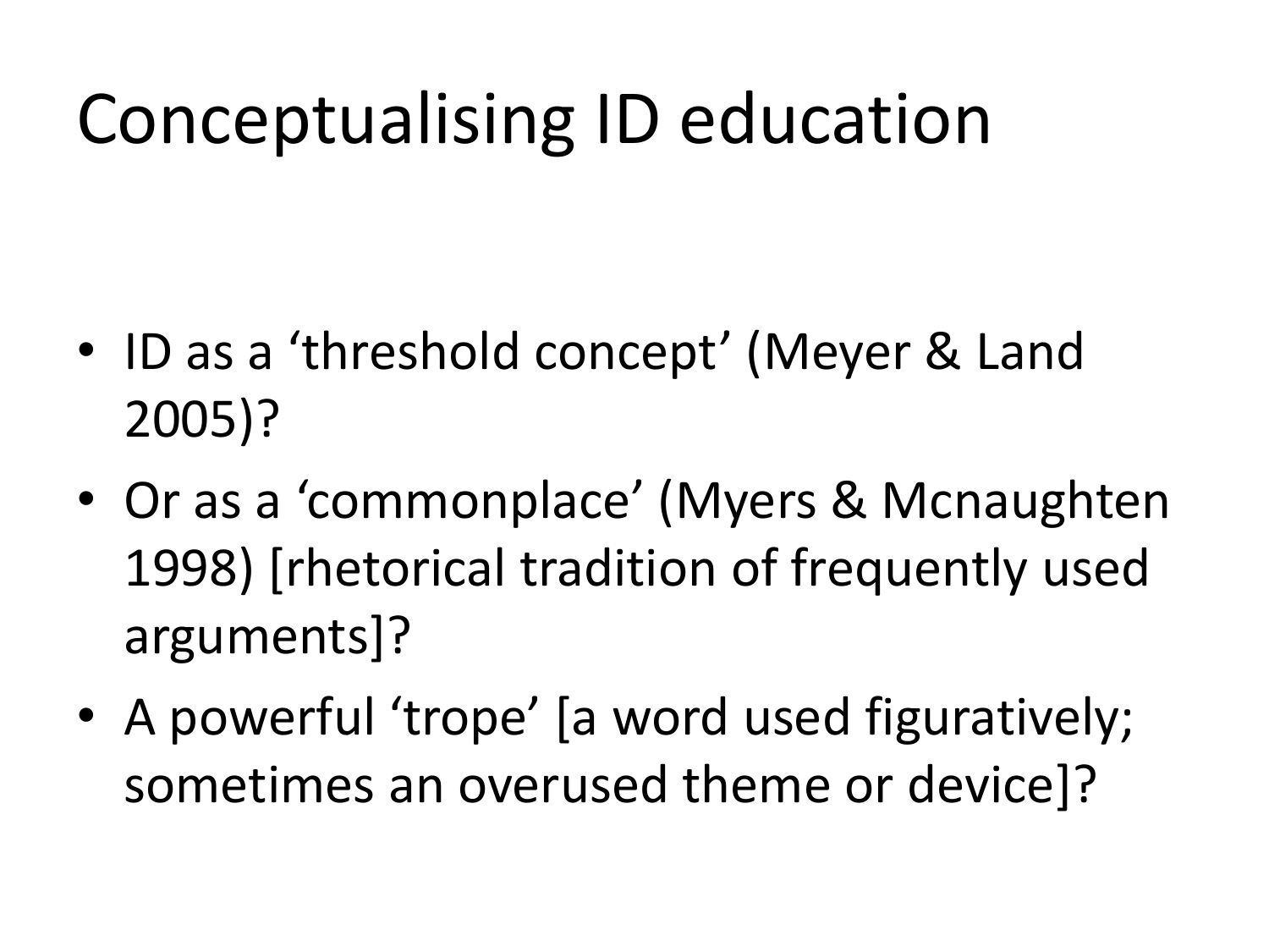# Conceptualising ID education

- ID as a ‘threshold concept’ (Meyer & Land 2005)?
- Or as a ‘commonplace’ (Myers & Mcnaughten 1998) [rhetorical tradition of frequently used arguments]?
- A powerful ‘trope’ [a word used figuratively; sometimes an overused theme or device]?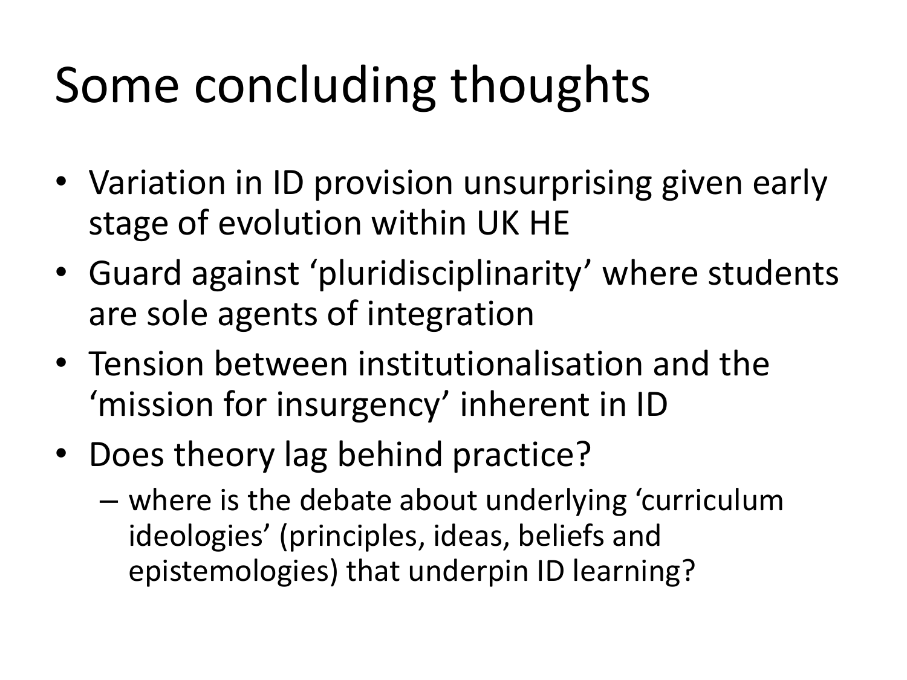# Some concluding thoughts

- Variation in ID provision unsurprising given early stage of evolution within UK HE
- Guard against 'pluridisciplinarity' where students are sole agents of integration
- Tension between institutionalisation and the 'mission for insurgency' inherent in ID
- Does theory lag behind practice?
  - where is the debate about underlying 'curriculum ideologies' (principles, ideas, beliefs and epistemologies) that underpin ID learning?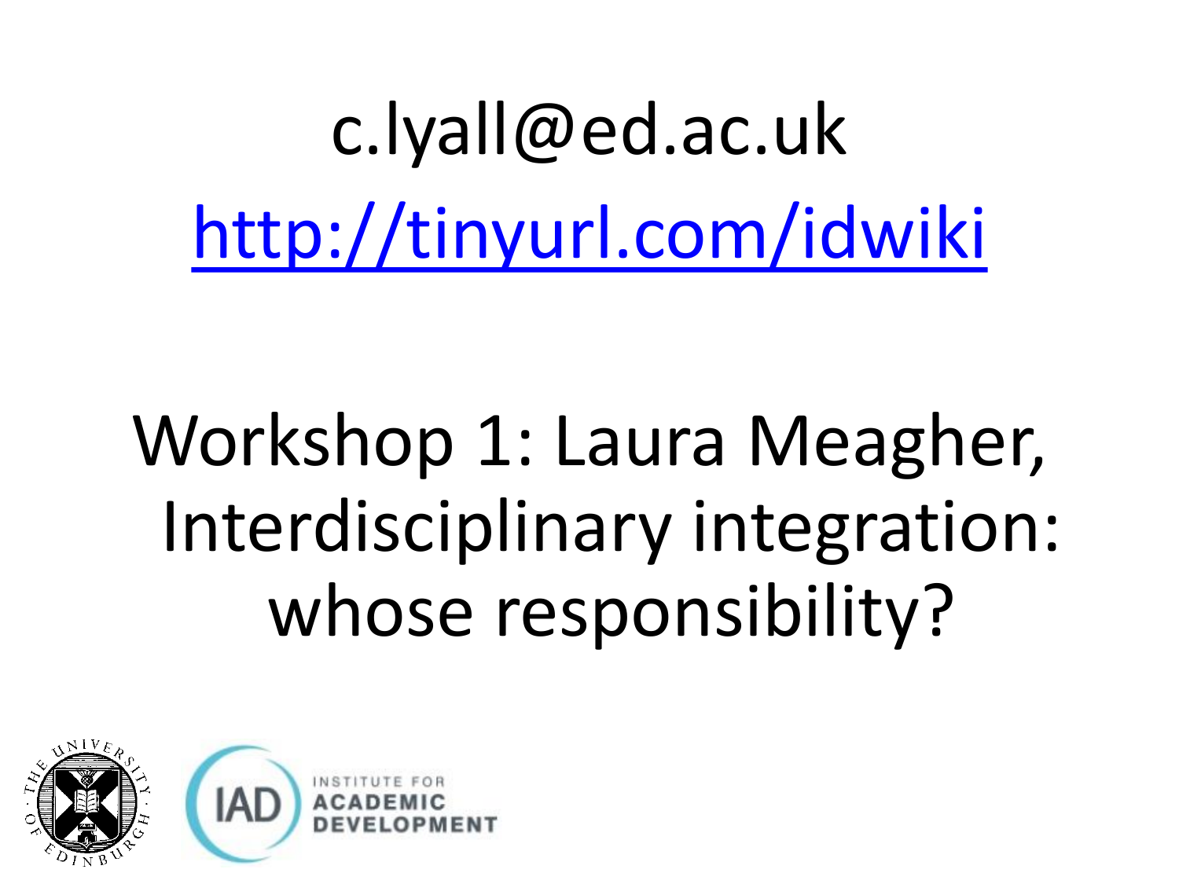c.lyall@ed.ac.uk

http://tinyurl.com/idwiki

Workshop 1: Laura Meagher, Interdisciplinary integration: whose responsibility?

INSTITUTE FOR ACADEMIC DEVELOPMENT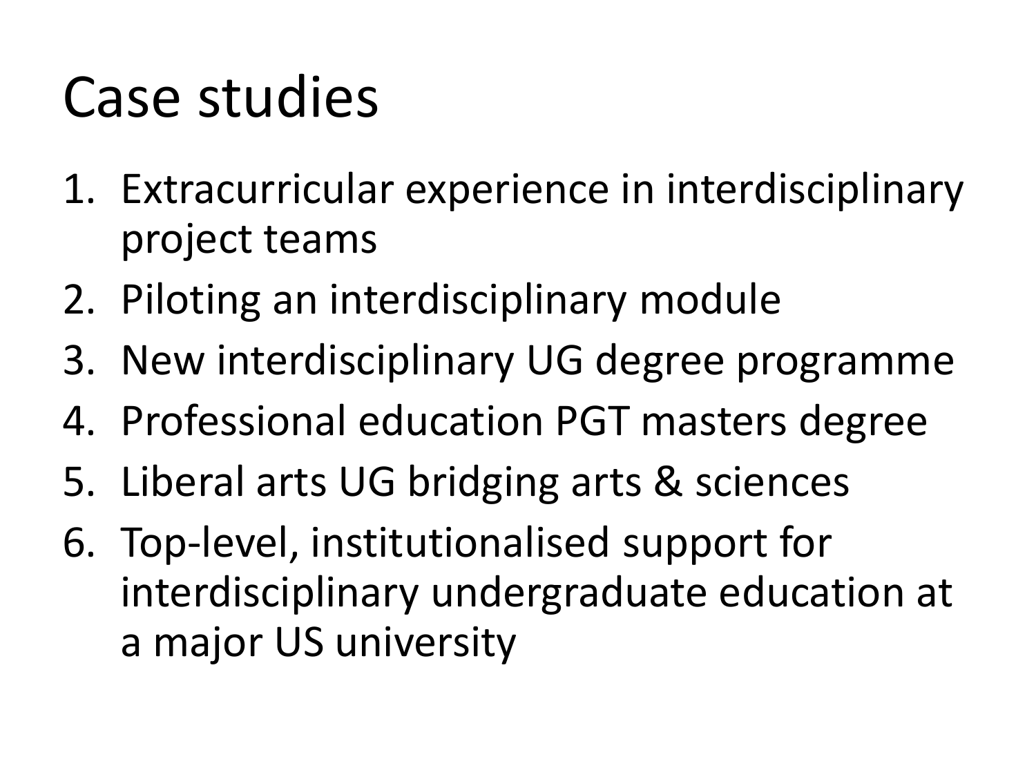# Case studies

1. Extracurricular experience in interdisciplinary project teams
2. Piloting an interdisciplinary module
3. New interdisciplinary UG degree programme
4. Professional education PGT masters degree
5. Liberal arts UG bridging arts & sciences
6. Top-level, institutionalised support for interdisciplinary undergraduate education at a major US university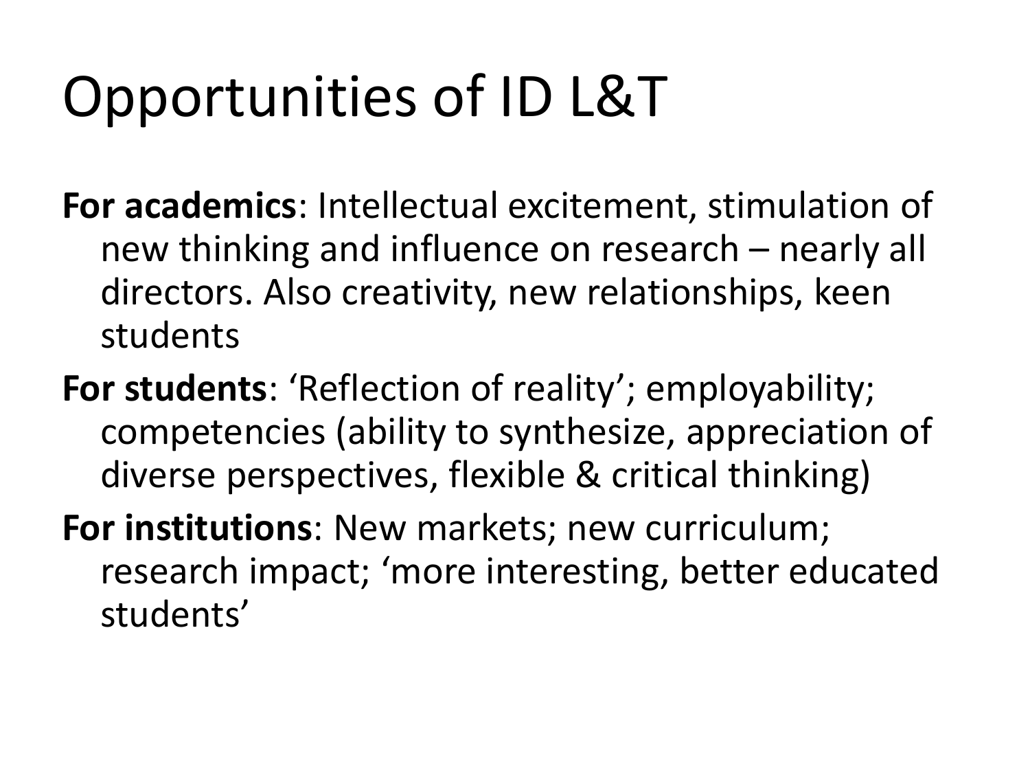# Opportunities of ID L&T

**For academics**: Intellectual excitement, stimulation of new thinking and influence on research – nearly all directors. Also creativity, new relationships, keen students

**For students**: 'Reflection of reality'; employability; competencies (ability to synthesize, appreciation of diverse perspectives, flexible & critical thinking)

**For institutions**: New markets; new curriculum; research impact; 'more interesting, better educated students'